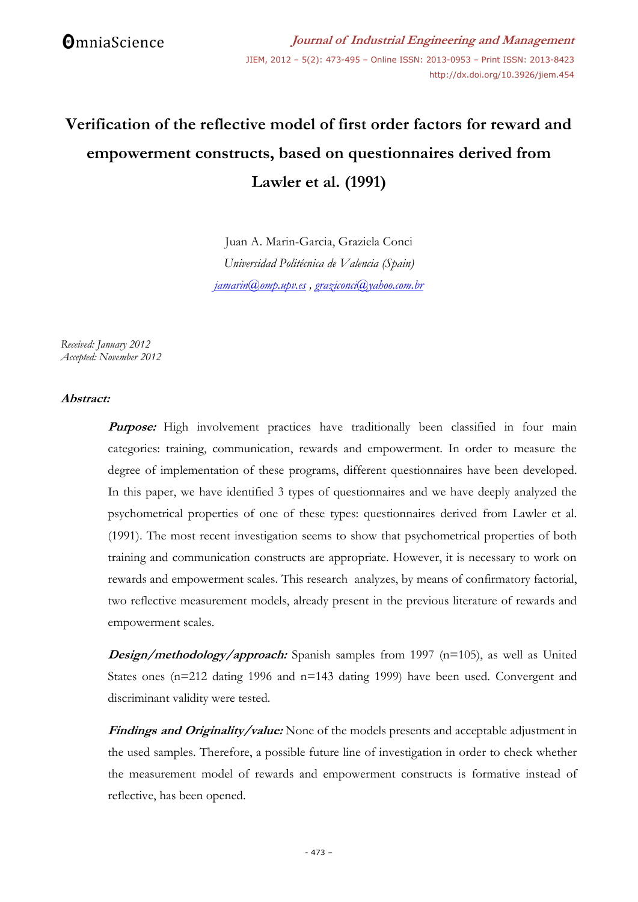# Verification of the reflective model of first order factors for reward and empowerment constructs, based on questionnaires derived from Lawler et al. (1991)

Juan A. Marin-Garcia, Graziela Conci

*Universidad Politécnica de Valencia (Spain)*

*jamarin@omp.upv.es* , *graziconci@yahoo.com.br*

*Received: January 2012*
*Accepted: November 2012*

**Abstract:**

***Purpose:*** High involvement practices have traditionally been classified in four main categories: training, communication, rewards and empowerment. In order to measure the degree of implementation of these programs, different questionnaires have been developed. In this paper, we have identified 3 types of questionnaires and we have deeply analyzed the psychometrical properties of one of these types: questionnaires derived from Lawler et al. (1991). The most recent investigation seems to show that psychometrical properties of both training and communication constructs are appropriate. However, it is necessary to work on rewards and empowerment scales. This research analyzes, by means of confirmatory factorial, two reflective measurement models, already present in the previous literature of rewards and empowerment scales.

***Design/methodology/approach:*** Spanish samples from 1997 (n=105), as well as United States ones (n=212 dating 1996 and n=143 dating 1999) have been used. Convergent and discriminant validity were tested.

***Findings and Originality/value:*** None of the models presents and acceptable adjustment in the used samples. Therefore, a possible future line of investigation in order to check whether the measurement model of rewards and empowerment constructs is formative instead of reflective, has been opened.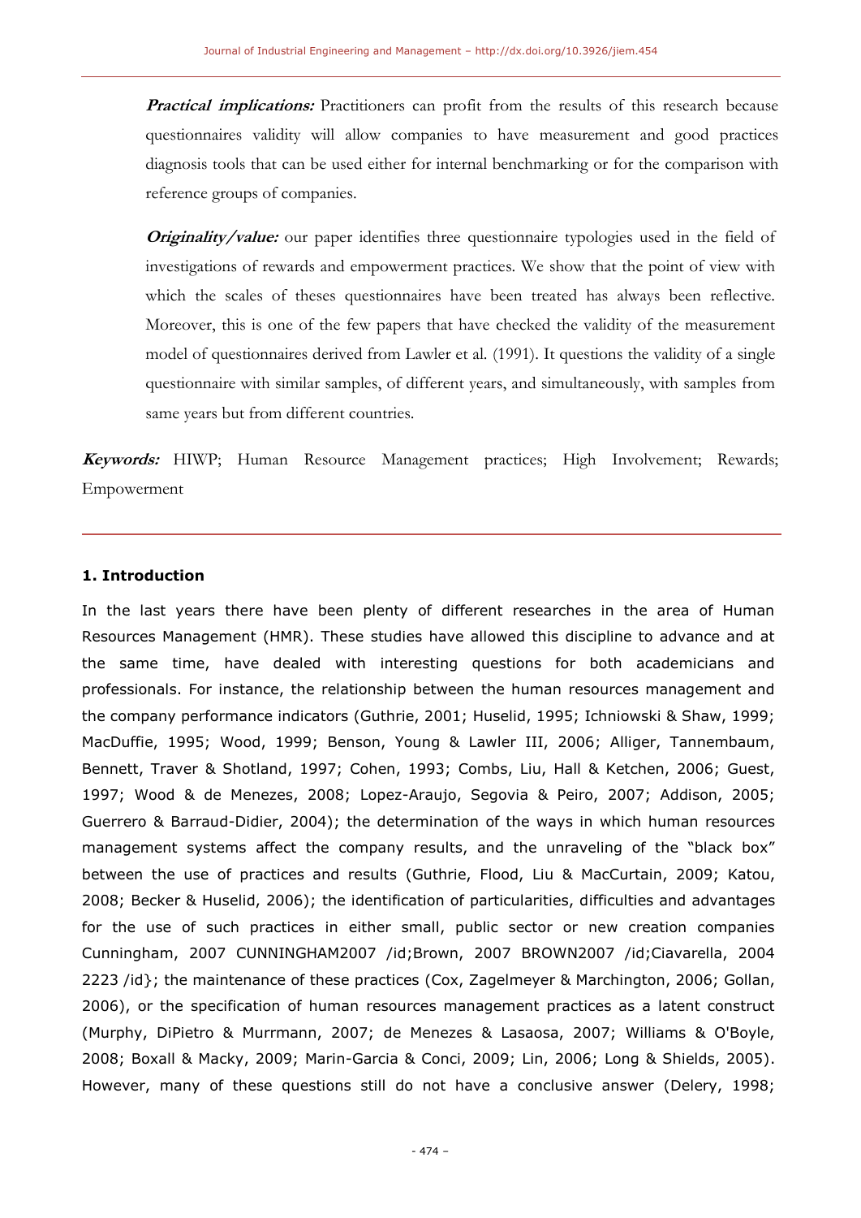***Practical implications:*** Practitioners can profit from the results of this research because questionnaires validity will allow companies to have measurement and good practices diagnosis tools that can be used either for internal benchmarking or for the comparison with reference groups of companies.

***Originality/value:*** our paper identifies three questionnaire typologies used in the field of investigations of rewards and empowerment practices. We show that the point of view with which the scales of theses questionnaires have been treated has always been reflective. Moreover, this is one of the few papers that have checked the validity of the measurement model of questionnaires derived from Lawler et al. (1991). It questions the validity of a single questionnaire with similar samples, of different years, and simultaneously, with samples from same years but from different countries.

***Keywords:*** HIWP; Human Resource Management practices; High Involvement; Rewards; Empowerment

## 1. Introduction

In the last years there have been plenty of different researches in the area of Human Resources Management (HMR). These studies have allowed this discipline to advance and at the same time, have dealed with interesting questions for both academicians and professionals. For instance, the relationship between the human resources management and the company performance indicators (Guthrie, 2001; Huselid, 1995; Ichniowski & Shaw, 1999; MacDuffie, 1995; Wood, 1999; Benson, Young & Lawler III, 2006; Alliger, Tannembaum, Bennett, Traver & Shotland, 1997; Cohen, 1993; Combs, Liu, Hall & Ketchen, 2006; Guest, 1997; Wood & de Menezes, 2008; Lopez-Araujo, Segovia & Peiro, 2007; Addison, 2005; Guerrero & Barraud-Didier, 2004); the determination of the ways in which human resources management systems affect the company results, and the unraveling of the "black box" between the use of practices and results (Guthrie, Flood, Liu & MacCurtain, 2009; Katou, 2008; Becker & Huselid, 2006); the identification of particularities, difficulties and advantages for the use of such practices in either small, public sector or new creation companies Cunningham, 2007 CUNNINGHAM2007 /id;Brown, 2007 BROWN2007 /id;Ciavarella, 2004 2223 /id}; the maintenance of these practices (Cox, Zagelmeyer & Marchington, 2006; Gollan, 2006), or the specification of human resources management practices as a latent construct (Murphy, DiPietro & Murrmann, 2007; de Menezes & Lasaosa, 2007; Williams & O'Boyle, 2008; Boxall & Macky, 2009; Marin-Garcia & Conci, 2009; Lin, 2006; Long & Shields, 2005). However, many of these questions still do not have a conclusive answer (Delery, 1998;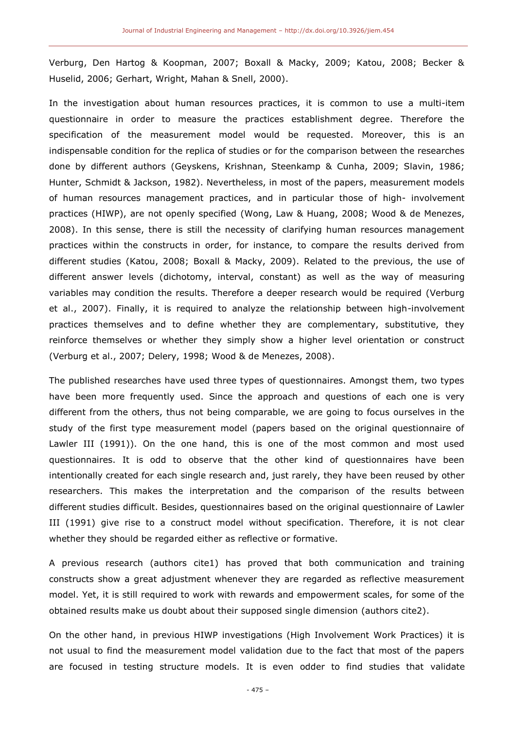Verburg, Den Hartog & Koopman, 2007; Boxall & Macky, 2009; Katou, 2008; Becker & Huselid, 2006; Gerhart, Wright, Mahan & Snell, 2000).

In the investigation about human resources practices, it is common to use a multi-item questionnaire in order to measure the practices establishment degree. Therefore the specification of the measurement model would be requested. Moreover, this is an indispensable condition for the replica of studies or for the comparison between the researches done by different authors (Geyskens, Krishnan, Steenkamp & Cunha, 2009; Slavin, 1986; Hunter, Schmidt & Jackson, 1982). Nevertheless, in most of the papers, measurement models of human resources management practices, and in particular those of high- involvement practices (HIWP), are not openly specified (Wong, Law & Huang, 2008; Wood & de Menezes, 2008). In this sense, there is still the necessity of clarifying human resources management practices within the constructs in order, for instance, to compare the results derived from different studies (Katou, 2008; Boxall & Macky, 2009). Related to the previous, the use of different answer levels (dichotomy, interval, constant) as well as the way of measuring variables may condition the results. Therefore a deeper research would be required (Verburg et al., 2007). Finally, it is required to analyze the relationship between high-involvement practices themselves and to define whether they are complementary, substitutive, they reinforce themselves or whether they simply show a higher level orientation or construct (Verburg et al., 2007; Delery, 1998; Wood & de Menezes, 2008).

The published researches have used three types of questionnaires. Amongst them, two types have been more frequently used. Since the approach and questions of each one is very different from the others, thus not being comparable, we are going to focus ourselves in the study of the first type measurement model (papers based on the original questionnaire of Lawler III (1991)). On the one hand, this is one of the most common and most used questionnaires. It is odd to observe that the other kind of questionnaires have been intentionally created for each single research and, just rarely, they have been reused by other researchers. This makes the interpretation and the comparison of the results between different studies difficult. Besides, questionnaires based on the original questionnaire of Lawler III (1991) give rise to a construct model without specification. Therefore, it is not clear whether they should be regarded either as reflective or formative.

A previous research (authors cite1) has proved that both communication and training constructs show a great adjustment whenever they are regarded as reflective measurement model. Yet, it is still required to work with rewards and empowerment scales, for some of the obtained results make us doubt about their supposed single dimension (authors cite2).

On the other hand, in previous HIWP investigations (High Involvement Work Practices) it is not usual to find the measurement model validation due to the fact that most of the papers are focused in testing structure models. It is even odder to find studies that validate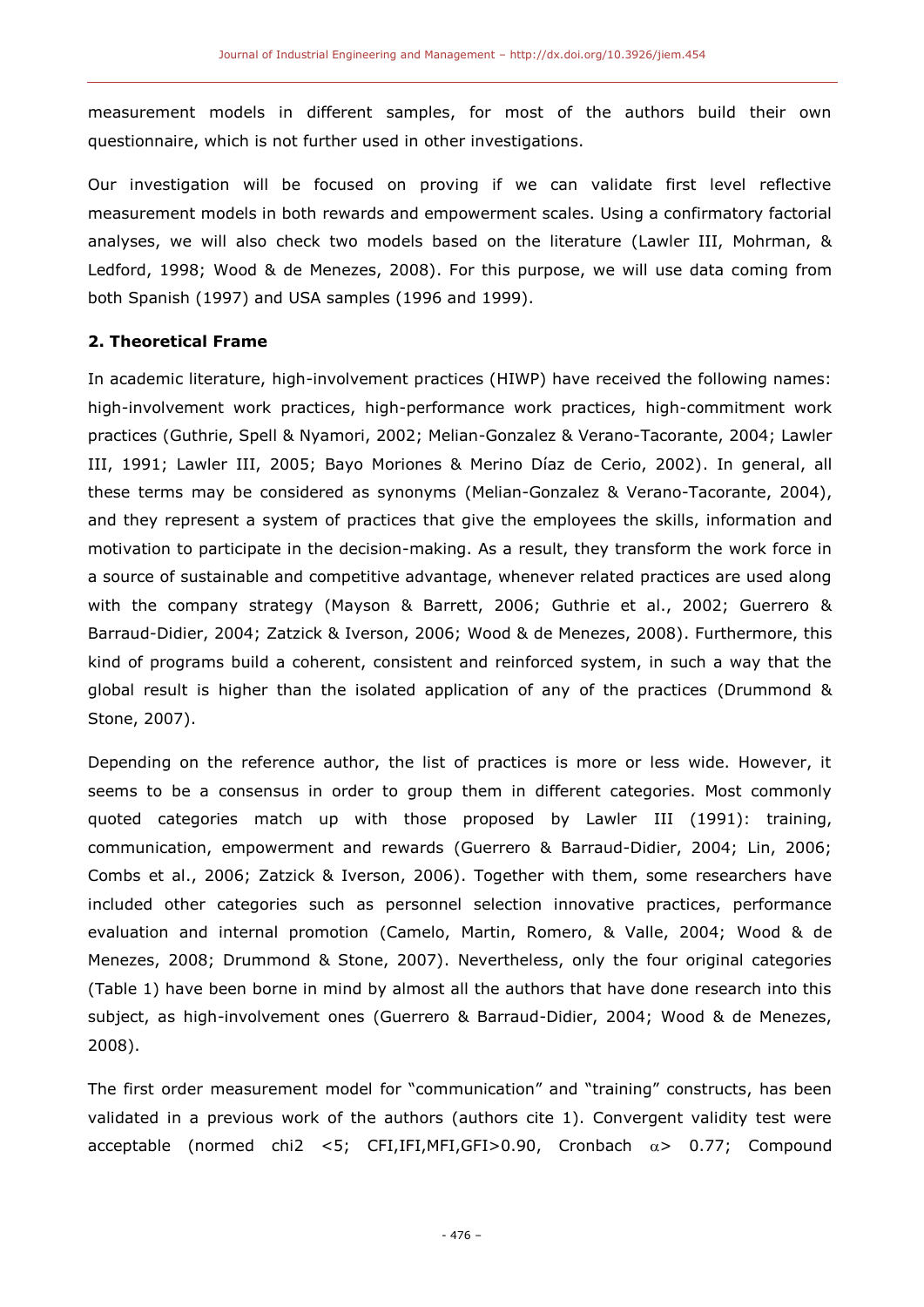measurement models in different samples, for most of the authors build their own questionnaire, which is not further used in other investigations.

Our investigation will be focused on proving if we can validate first level reflective measurement models in both rewards and empowerment scales. Using a confirmatory factorial analyses, we will also check two models based on the literature (Lawler III, Mohrman, & Ledford, 1998; Wood & de Menezes, 2008). For this purpose, we will use data coming from both Spanish (1997) and USA samples (1996 and 1999).

## 2. Theoretical Frame

In academic literature, high-involvement practices (HIWP) have received the following names: high-involvement work practices, high-performance work practices, high-commitment work practices (Guthrie, Spell & Nyamori, 2002; Melian-Gonzalez & Verano-Tacorante, 2004; Lawler III, 1991; Lawler III, 2005; Bayo Moriones & Merino Díaz de Cerio, 2002). In general, all these terms may be considered as synonyms (Melian-Gonzalez & Verano-Tacorante, 2004), and they represent a system of practices that give the employees the skills, information and motivation to participate in the decision-making. As a result, they transform the work force in a source of sustainable and competitive advantage, whenever related practices are used along with the company strategy (Mayson & Barrett, 2006; Guthrie et al., 2002; Guerrero & Barraud-Didier, 2004; Zatzick & Iverson, 2006; Wood & de Menezes, 2008). Furthermore, this kind of programs build a coherent, consistent and reinforced system, in such a way that the global result is higher than the isolated application of any of the practices (Drummond & Stone, 2007).

Depending on the reference author, the list of practices is more or less wide. However, it seems to be a consensus in order to group them in different categories. Most commonly quoted categories match up with those proposed by Lawler III (1991): training, communication, empowerment and rewards (Guerrero & Barraud-Didier, 2004; Lin, 2006; Combs et al., 2006; Zatzick & Iverson, 2006). Together with them, some researchers have included other categories such as personnel selection innovative practices, performance evaluation and internal promotion (Camelo, Martin, Romero, & Valle, 2004; Wood & de Menezes, 2008; Drummond & Stone, 2007). Nevertheless, only the four original categories (Table 1) have been borne in mind by almost all the authors that have done research into this subject, as high-involvement ones (Guerrero & Barraud-Didier, 2004; Wood & de Menezes, 2008).

The first order measurement model for "communication" and "training" constructs, has been validated in a previous work of the authors (authors cite 1). Convergent validity test were acceptable (normed chi2 <5; CFI,IFI,MFI,GFI>0.90, Cronbach $\alpha$> 0.77; Compound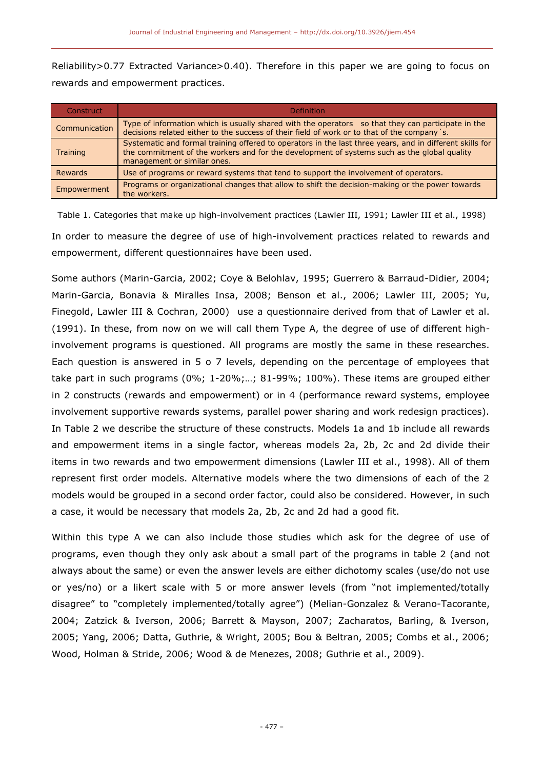Reliability>0.77 Extracted Variance>0.40). Therefore in this paper we are going to focus on rewards and empowerment practices.

| Construct | Definition |
|---|---|
| Communication | Type of information which is usually shared with the operators so that they can participate in the decisions related either to the success of their field of work or to that of the company´s. |
| Training | Systematic and formal training offered to operators in the last three years, and in different skills for the commitment of the workers and for the development of systems such as the global quality management or similar ones. |
| Rewards | Use of programs or reward systems that tend to support the involvement of operators. |
| Empowerment | Programs or organizational changes that allow to shift the decision-making or the power towards the workers. |

Table 1. Categories that make up high-involvement practices (Lawler III, 1991; Lawler III et al., 1998)

In order to measure the degree of use of high-involvement practices related to rewards and empowerment, different questionnaires have been used.

Some authors (Marin-Garcia, 2002; Coye & Belohlav, 1995; Guerrero & Barraud-Didier, 2004; Marin-Garcia, Bonavia & Miralles Insa, 2008; Benson et al., 2006; Lawler III, 2005; Yu, Finegold, Lawler III & Cochran, 2000) use a questionnaire derived from that of Lawler et al. (1991). In these, from now on we will call them Type A, the degree of use of different high-involvement programs is questioned. All programs are mostly the same in these researches. Each question is answered in 5 o 7 levels, depending on the percentage of employees that take part in such programs (0%; 1-20%;…; 81-99%; 100%). These items are grouped either in 2 constructs (rewards and empowerment) or in 4 (performance reward systems, employee involvement supportive rewards systems, parallel power sharing and work redesign practices). In Table 2 we describe the structure of these constructs. Models 1a and 1b include all rewards and empowerment items in a single factor, whereas models 2a, 2b, 2c and 2d divide their items in two rewards and two empowerment dimensions (Lawler III et al., 1998). All of them represent first order models. Alternative models where the two dimensions of each of the 2 models would be grouped in a second order factor, could also be considered. However, in such a case, it would be necessary that models 2a, 2b, 2c and 2d had a good fit.

Within this type A we can also include those studies which ask for the degree of use of programs, even though they only ask about a small part of the programs in table 2 (and not always about the same) or even the answer levels are either dichotomy scales (use/do not use or yes/no) or a likert scale with 5 or more answer levels (from "not implemented/totally disagree" to "completely implemented/totally agree") (Melian-Gonzalez & Verano-Tacorante, 2004; Zatzick & Iverson, 2006; Barrett & Mayson, 2007; Zacharatos, Barling, & Iverson, 2005; Yang, 2006; Datta, Guthrie, & Wright, 2005; Bou & Beltran, 2005; Combs et al., 2006; Wood, Holman & Stride, 2006; Wood & de Menezes, 2008; Guthrie et al., 2009).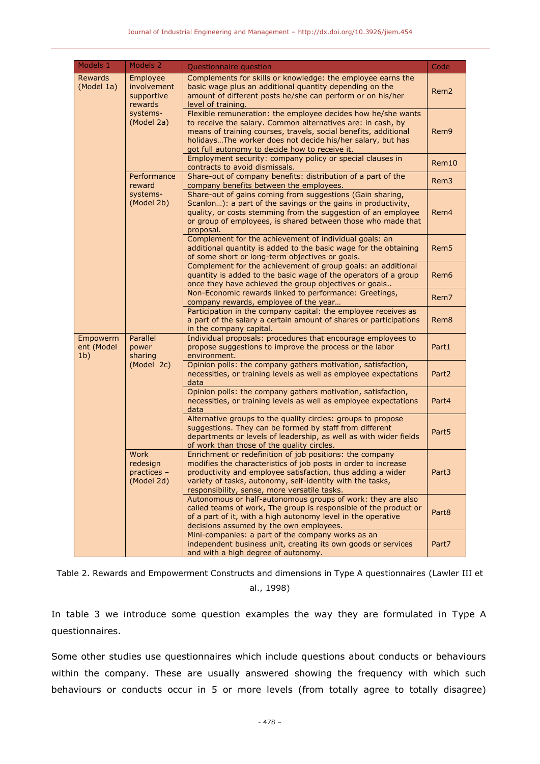| Models 1 | Models 2 | Questionnaire question | Code |
|---|---|---|---|
| Rewards (Model 1a) | Employee involvement supportive rewards systems- (Model 2a) | Complements for skills or knowledge: the employee earns the basic wage plus an additional quantity depending on the amount of different posts he/she can perform or on his/her level of training. | Rem2 |
| | | Flexible remuneration: the employee decides how he/she wants to receive the salary. Common alternatives are: in cash, by means of training courses, travels, social benefits, additional holidays…The worker does not decide his/her salary, but has got full autonomy to decide how to receive it. | Rem9 |
| | | Employment security: company policy or special clauses in contracts to avoid dismissals. | Rem10 |
| | Performance reward systems- (Model 2b) | Share-out of company benefits: distribution of a part of the company benefits between the employees. | Rem3 |
| | | Share-out of gains coming from suggestions (Gain sharing, Scanlon…): a part of the savings or the gains in productivity, quality, or costs stemming from the suggestion of an employee or group of employees, is shared between those who made that proposal. | Rem4 |
| | | Complement for the achievement of individual goals: an additional quantity is added to the basic wage for the obtaining of some short or long-term objectives or goals. | Rem5 |
| | | Complement for the achievement of group goals: an additional quantity is added to the basic wage of the operators of a group once they have achieved the group objectives or goals.. | Rem6 |
| | | Non-Economic rewards linked to performance: Greetings, company rewards, employee of the year… | Rem7 |
| | | Participation in the company capital: the employee receives as a part of the salary a certain amount of shares or participations in the company capital. | Rem8 |
| Empowerment (Model 1b) | Parallel power sharing (Model 2c) | Individual proposals: procedures that encourage employees to propose suggestions to improve the process or the labor environment. | Part1 |
| | | Opinion polls: the company gathers motivation, satisfaction, necessities, or training levels as well as employee expectations data | Part2 |
| | | Opinion polls: the company gathers motivation, satisfaction, necessities, or training levels as well as employee expectations data | Part4 |
| | | Alternative groups to the quality circles: groups to propose suggestions. They can be formed by staff from different departments or levels of leadership, as well as with wider fields of work than those of the quality circles. | Part5 |
| | Work redesign practices – (Model 2d) | Enrichment or redefinition of job positions: the company modifies the characteristics of job posts in order to increase productivity and employee satisfaction, thus adding a wider variety of tasks, autonomy, self-identity with the tasks, responsibility, sense, more versatile tasks. | Part3 |
| | | Autonomous or half-autonomous groups of work: they are also called teams of work, The group is responsible of the product or of a part of it, with a high autonomy level in the operative decisions assumed by the own employees. | Part8 |
| | | Mini-companies: a part of the company works as an independent business unit, creating its own goods or services and with a high degree of autonomy. | Part7 |

Table 2. Rewards and Empowerment Constructs and dimensions in Type A questionnaires (Lawler III et al., 1998)

In table 3 we introduce some question examples the way they are formulated in Type A questionnaires.

Some other studies use questionnaires which include questions about conducts or behaviours within the company. These are usually answered showing the frequency with which such behaviours or conducts occur in 5 or more levels (from totally agree to totally disagree)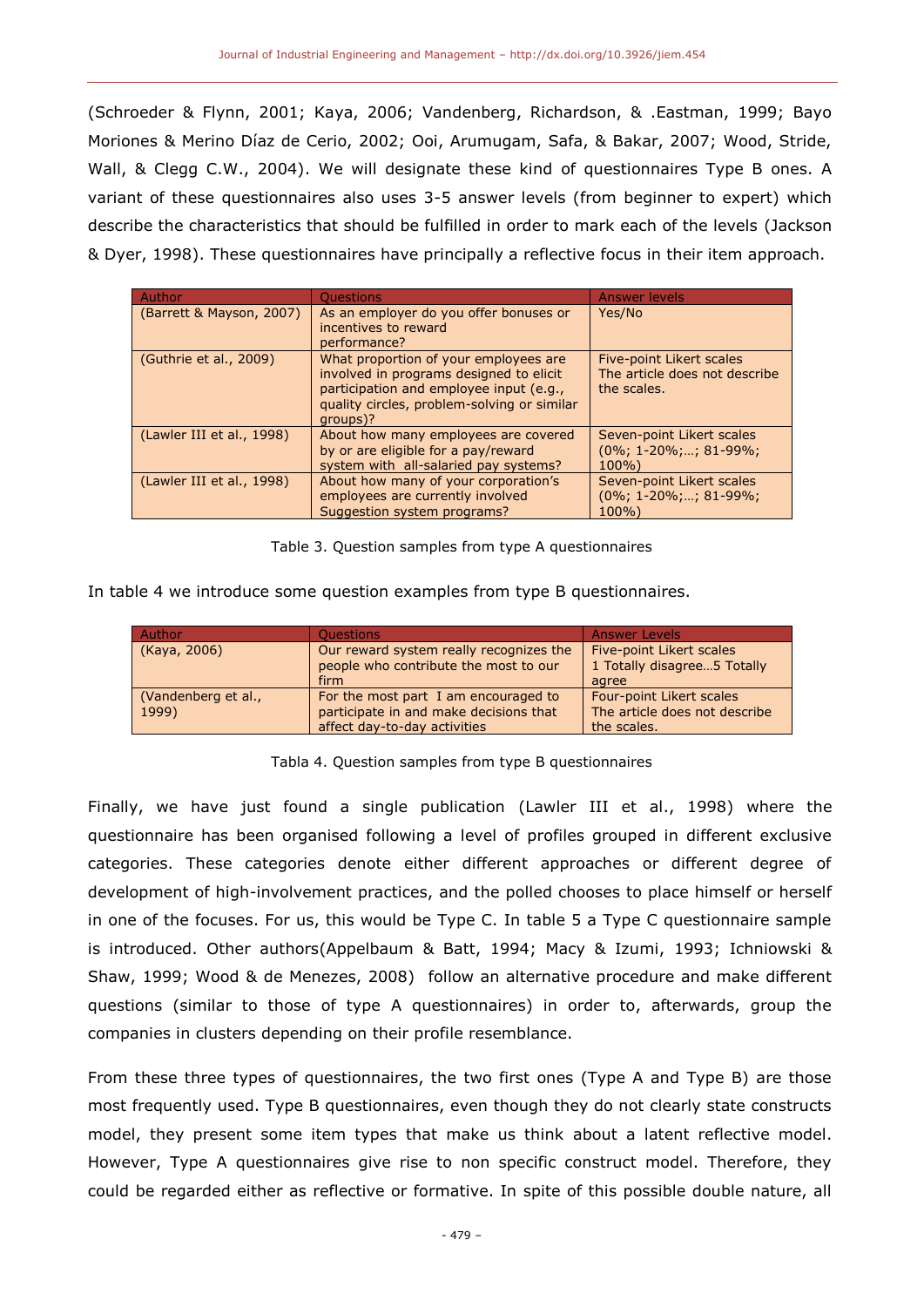(Schroeder & Flynn, 2001; Kaya, 2006; Vandenberg, Richardson, & .Eastman, 1999; Bayo Moriones & Merino Díaz de Cerio, 2002; Ooi, Arumugam, Safa, & Bakar, 2007; Wood, Stride, Wall, & Clegg C.W., 2004). We will designate these kind of questionnaires Type B ones. A variant of these questionnaires also uses 3-5 answer levels (from beginner to expert) which describe the characteristics that should be fulfilled in order to mark each of the levels (Jackson & Dyer, 1998). These questionnaires have principally a reflective focus in their item approach.

| Author | Questions | Answer levels |
| --- | --- | --- |
| (Barrett & Mayson, 2007) | As an employer do you offer bonuses or incentives to reward performance? | Yes/No |
| (Guthrie et al., 2009) | What proportion of your employees are involved in programs designed to elicit participation and employee input (e.g., quality circles, problem-solving or similar groups)? | Five-point Likert scales The article does not describe the scales. |
| (Lawler III et al., 1998) | About how many employees are covered by or are eligible for a pay/reward system with all-salaried pay systems? | Seven-point Likert scales (0%; 1-20%;…; 81-99%; 100%) |
| (Lawler III et al., 1998) | About how many of your corporation's employees are currently involved Suggestion system programs? | Seven-point Likert scales (0%; 1-20%;…; 81-99%; 100%) |

Table 3. Question samples from type A questionnaires

In table 4 we introduce some question examples from type B questionnaires.

| Author | Questions | Answer Levels |
| --- | --- | --- |
| (Kaya, 2006) | Our reward system really recognizes the people who contribute the most to our firm | Five-point Likert scales 1 Totally disagree…5 Totally agree |
| (Vandenberg et al., 1999) | For the most part I am encouraged to participate in and make decisions that affect day-to-day activities | Four-point Likert scales The article does not describe the scales. |

Tabla 4. Question samples from type B questionnaires

Finally, we have just found a single publication (Lawler III et al., 1998) where the questionnaire has been organised following a level of profiles grouped in different exclusive categories. These categories denote either different approaches or different degree of development of high-involvement practices, and the polled chooses to place himself or herself in one of the focuses. For us, this would be Type C. In table 5 a Type C questionnaire sample is introduced. Other authors(Appelbaum & Batt, 1994; Macy & Izumi, 1993; Ichniowski & Shaw, 1999; Wood & de Menezes, 2008) follow an alternative procedure and make different questions (similar to those of type A questionnaires) in order to, afterwards, group the companies in clusters depending on their profile resemblance.

From these three types of questionnaires, the two first ones (Type A and Type B) are those most frequently used. Type B questionnaires, even though they do not clearly state constructs model, they present some item types that make us think about a latent reflective model. However, Type A questionnaires give rise to non specific construct model. Therefore, they could be regarded either as reflective or formative. In spite of this possible double nature, all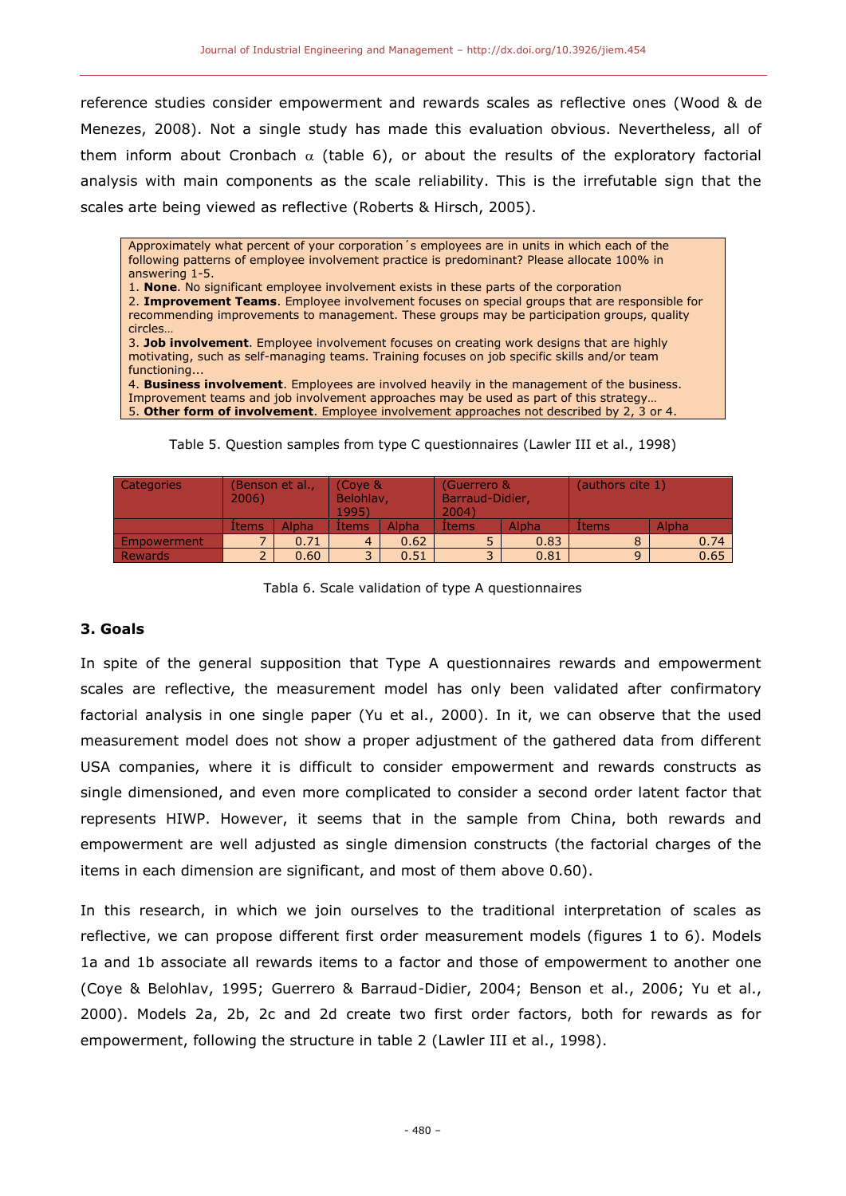reference studies consider empowerment and rewards scales as reflective ones (Wood & de Menezes, 2008). Not a single study has made this evaluation obvious. Nevertheless, all of them inform about Cronbach $\alpha$ (table 6), or about the results of the exploratory factorial analysis with main components as the scale reliability. This is the irrefutable sign that the scales arte being viewed as reflective (Roberts & Hirsch, 2005).

Approximately what percent of your corporation´s employees are in units in which each of the following patterns of employee involvement practice is predominant? Please allocate 100% in answering 1-5.
1. **None**. No significant employee involvement exists in these parts of the corporation
2. **Improvement Teams**. Employee involvement focuses on special groups that are responsible for recommending improvements to management. These groups may be participation groups, quality circles…
3. **Job involvement**. Employee involvement focuses on creating work designs that are highly motivating, such as self-managing teams. Training focuses on job specific skills and/or team functioning...
4. **Business involvement**. Employees are involved heavily in the management of the business. Improvement teams and job involvement approaches may be used as part of this strategy…
5. **Other form of involvement**. Employee involvement approaches not described by 2, 3 or 4.

Table 5. Question samples from type C questionnaires (Lawler III et al., 1998)

| Categories | (Benson et al., 2006) | | (Coye & Belohlav, 1995) | | (Guerrero & Barraud-Didier, 2004) | | (authors cite 1) | |
|---|---|---|---|---|---|---|---|---|
| | Ítems | Alpha | Ítems | Alpha | Ítems | Alpha | Ítems | Alpha |
| Empowerment | 7 | 0.71 | 4 | 0.62 | 5 | 0.83 | 8 | 0.74 |
| Rewards | 2 | 0.60 | 3 | 0.51 | 3 | 0.81 | 9 | 0.65 |

Tabla 6. Scale validation of type A questionnaires

### 3. Goals

In spite of the general supposition that Type A questionnaires rewards and empowerment scales are reflective, the measurement model has only been validated after confirmatory factorial analysis in one single paper (Yu et al., 2000). In it, we can observe that the used measurement model does not show a proper adjustment of the gathered data from different USA companies, where it is difficult to consider empowerment and rewards constructs as single dimensioned, and even more complicated to consider a second order latent factor that represents HIWP. However, it seems that in the sample from China, both rewards and empowerment are well adjusted as single dimension constructs (the factorial charges of the items in each dimension are significant, and most of them above 0.60).

In this research, in which we join ourselves to the traditional interpretation of scales as reflective, we can propose different first order measurement models (figures 1 to 6). Models 1a and 1b associate all rewards items to a factor and those of empowerment to another one (Coye & Belohlav, 1995; Guerrero & Barraud-Didier, 2004; Benson et al., 2006; Yu et al., 2000). Models 2a, 2b, 2c and 2d create two first order factors, both for rewards as for empowerment, following the structure in table 2 (Lawler III et al., 1998).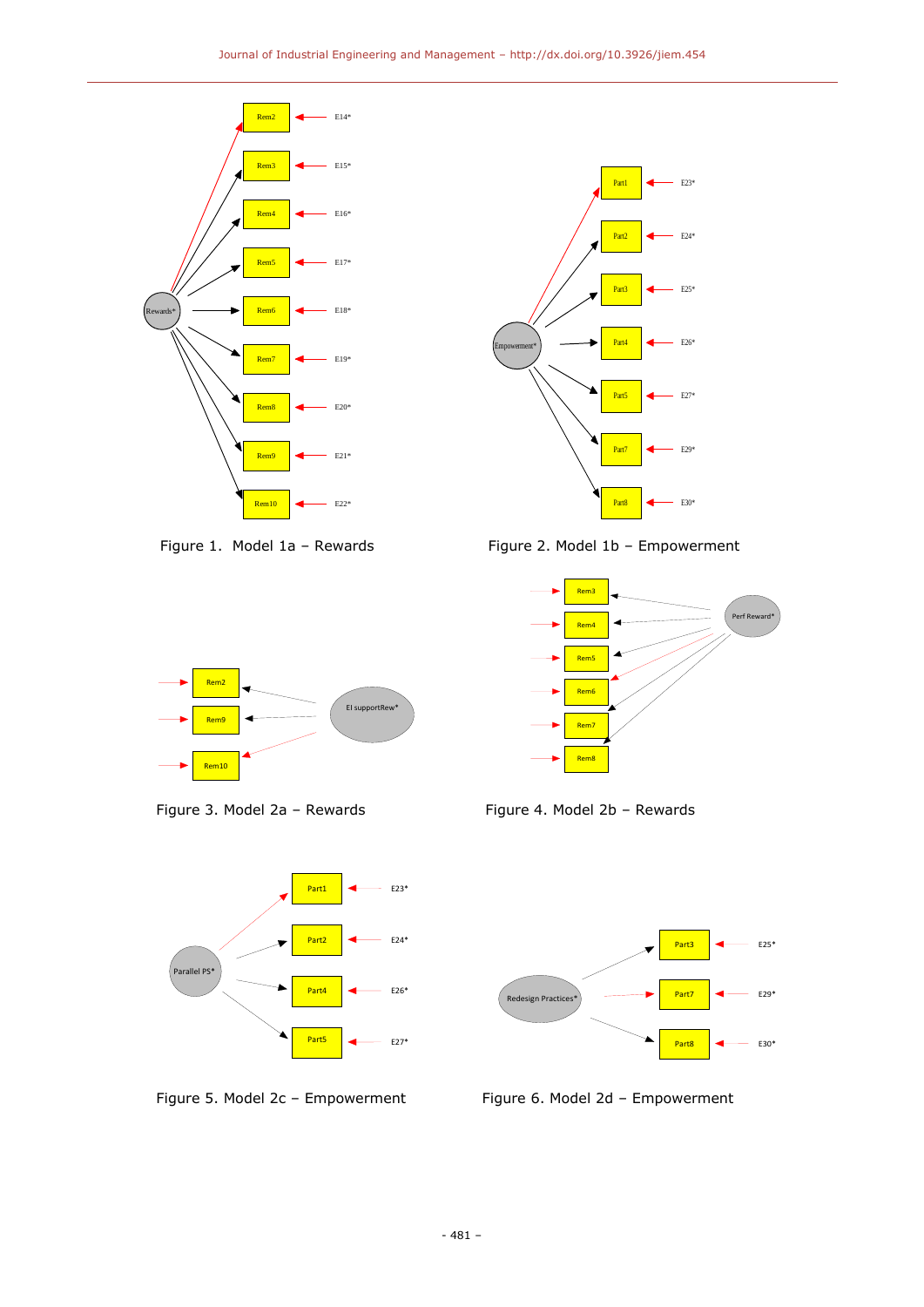Figure 1. Model 1a – Rewards

Figure 2. Model 1b – Empowerment

Figure 3. Model 2a – Rewards

Figure 4. Model 2b – Rewards

Figure 5. Model 2c – Empowerment

Figure 6. Model 2d – Empowerment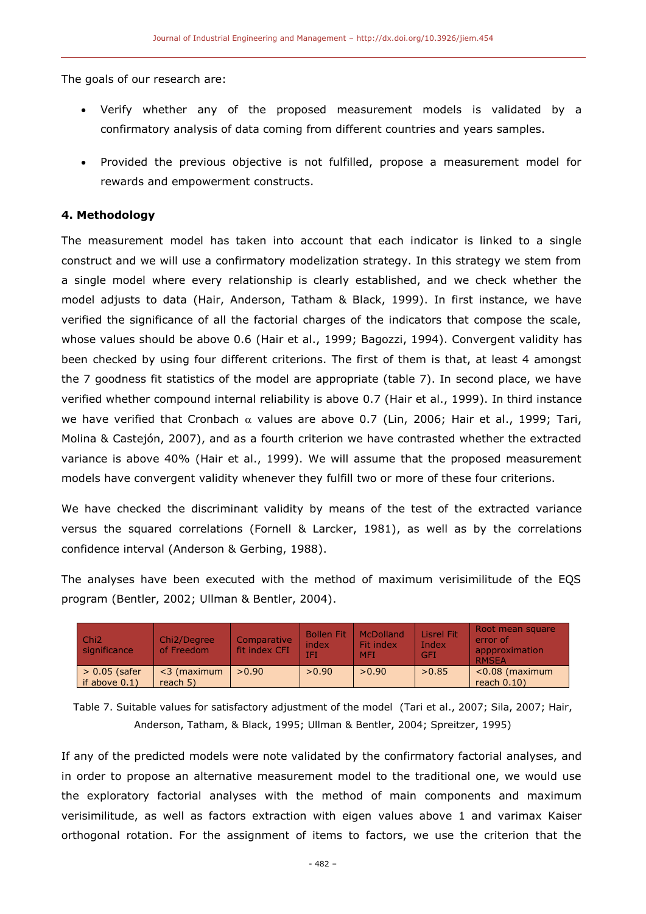The goals of our research are:

- Verify whether any of the proposed measurement models is validated by a confirmatory analysis of data coming from different countries and years samples.
- Provided the previous objective is not fulfilled, propose a measurement model for rewards and empowerment constructs.

### 4. Methodology

The measurement model has taken into account that each indicator is linked to a single construct and we will use a confirmatory modelization strategy. In this strategy we stem from a single model where every relationship is clearly established, and we check whether the model adjusts to data (Hair, Anderson, Tatham & Black, 1999). In first instance, we have verified the significance of all the factorial charges of the indicators that compose the scale, whose values should be above 0.6 (Hair et al., 1999; Bagozzi, 1994). Convergent validity has been checked by using four different criterions. The first of them is that, at least 4 amongst the 7 goodness fit statistics of the model are appropriate (table 7). In second place, we have verified whether compound internal reliability is above 0.7 (Hair et al., 1999). In third instance we have verified that Cronbach $\alpha$ values are above 0.7 (Lin, 2006; Hair et al., 1999; Tari, Molina & Castejón, 2007), and as a fourth criterion we have contrasted whether the extracted variance is above 40% (Hair et al., 1999). We will assume that the proposed measurement models have convergent validity whenever they fulfill two or more of these four criterions.

We have checked the discriminant validity by means of the test of the extracted variance versus the squared correlations (Fornell & Larcker, 1981), as well as by the correlations confidence interval (Anderson & Gerbing, 1988).

The analyses have been executed with the method of maximum verisimilitude of the EQS program (Bentler, 2002; Ullman & Bentler, 2004).

| Chi2 significance | Chi2/Degree of Freedom | Comparative fit index CFI | Bollen Fit index IFI | McDolland Fit index MFI | Lisrel Fit Index GFI | Root mean square error of appproximation RMSEA |
|---|---|---|---|---|---|---|
| > 0.05 (safer if above 0.1) | <3 (maximum reach 5) | >0.90 | >0.90 | >0.90 | >0.85 | <0.08 (maximum reach 0.10) |

Table 7. Suitable values for satisfactory adjustment of the model (Tari et al., 2007; Sila, 2007; Hair, Anderson, Tatham, & Black, 1995; Ullman & Bentler, 2004; Spreitzer, 1995)

If any of the predicted models were note validated by the confirmatory factorial analyses, and in order to propose an alternative measurement model to the traditional one, we would use the exploratory factorial analyses with the method of main components and maximum verisimilitude, as well as factors extraction with eigen values above 1 and varimax Kaiser orthogonal rotation. For the assignment of items to factors, we use the criterion that the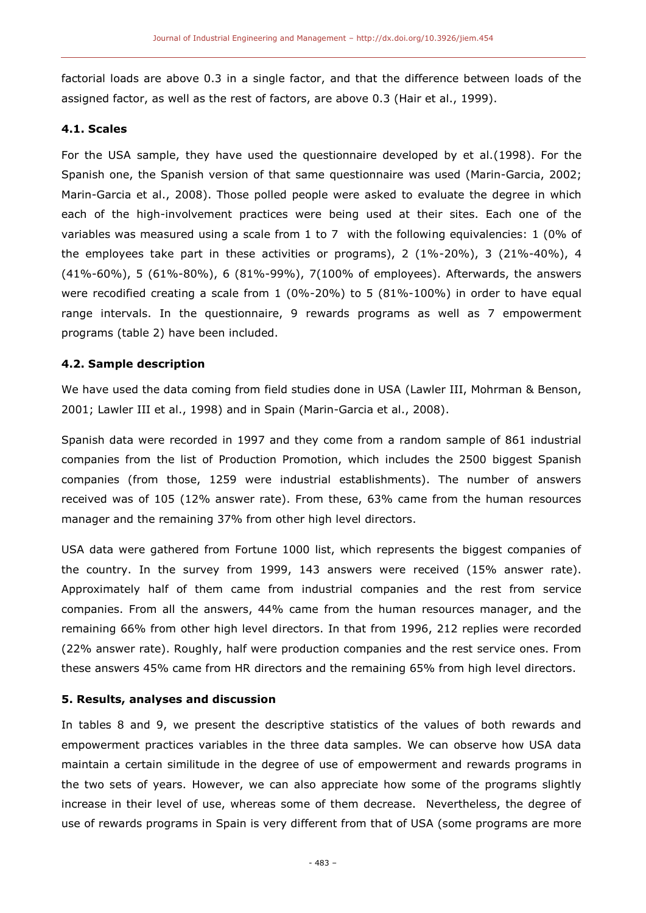factorial loads are above 0.3 in a single factor, and that the difference between loads of the assigned factor, as well as the rest of factors, are above 0.3 (Hair et al., 1999).

### 4.1. Scales

For the USA sample, they have used the questionnaire developed by et al.(1998). For the Spanish one, the Spanish version of that same questionnaire was used (Marin-Garcia, 2002; Marin-Garcia et al., 2008). Those polled people were asked to evaluate the degree in which each of the high-involvement practices were being used at their sites. Each one of the variables was measured using a scale from 1 to 7 with the following equivalencies: 1 (0% of the employees take part in these activities or programs), 2 (1%-20%), 3 (21%-40%), 4 (41%-60%), 5 (61%-80%), 6 (81%-99%), 7(100% of employees). Afterwards, the answers were recodified creating a scale from 1 (0%-20%) to 5 (81%-100%) in order to have equal range intervals. In the questionnaire, 9 rewards programs as well as 7 empowerment programs (table 2) have been included.

### 4.2. Sample description

We have used the data coming from field studies done in USA (Lawler III, Mohrman & Benson, 2001; Lawler III et al., 1998) and in Spain (Marin-Garcia et al., 2008).

Spanish data were recorded in 1997 and they come from a random sample of 861 industrial companies from the list of Production Promotion, which includes the 2500 biggest Spanish companies (from those, 1259 were industrial establishments). The number of answers received was of 105 (12% answer rate). From these, 63% came from the human resources manager and the remaining 37% from other high level directors.

USA data were gathered from Fortune 1000 list, which represents the biggest companies of the country. In the survey from 1999, 143 answers were received (15% answer rate). Approximately half of them came from industrial companies and the rest from service companies. From all the answers, 44% came from the human resources manager, and the remaining 66% from other high level directors. In that from 1996, 212 replies were recorded (22% answer rate). Roughly, half were production companies and the rest service ones. From these answers 45% came from HR directors and the remaining 65% from high level directors.

## 5. Results, analyses and discussion

In tables 8 and 9, we present the descriptive statistics of the values of both rewards and empowerment practices variables in the three data samples. We can observe how USA data maintain a certain similitude in the degree of use of empowerment and rewards programs in the two sets of years. However, we can also appreciate how some of the programs slightly increase in their level of use, whereas some of them decrease. Nevertheless, the degree of use of rewards programs in Spain is very different from that of USA (some programs are more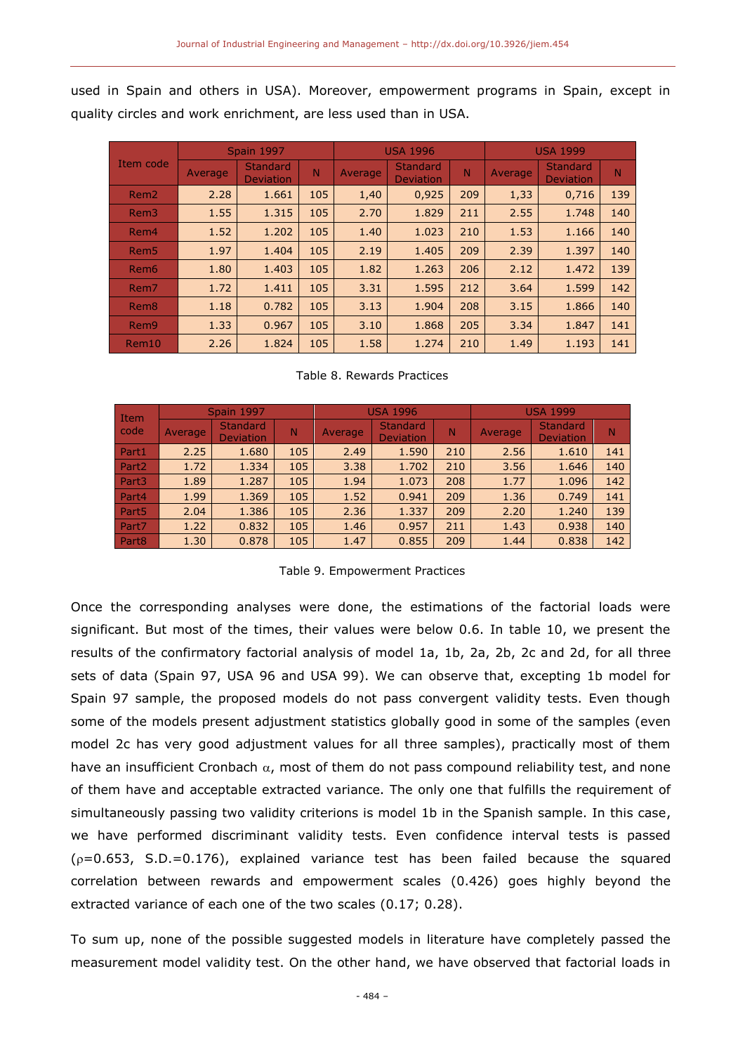used in Spain and others in USA). Moreover, empowerment programs in Spain, except in quality circles and work enrichment, are less used than in USA.

| Item code | Spain 1997 | | | USA 1996 | | | USA 1999 | | |
|---|---|---|---|---|---|---|---|---|---|
| | Average | Standard Deviation | N | Average | Standard Deviation | N | Average | Standard Deviation | N |
| Rem2 | 2.28 | 1.661 | 105 | 1,40 | 0,925 | 209 | 1,33 | 0,716 | 139 |
| Rem3 | 1.55 | 1.315 | 105 | 2.70 | 1.829 | 211 | 2.55 | 1.748 | 140 |
| Rem4 | 1.52 | 1.202 | 105 | 1.40 | 1.023 | 210 | 1.53 | 1.166 | 140 |
| Rem5 | 1.97 | 1.404 | 105 | 2.19 | 1.405 | 209 | 2.39 | 1.397 | 140 |
| Rem6 | 1.80 | 1.403 | 105 | 1.82 | 1.263 | 206 | 2.12 | 1.472 | 139 |
| Rem7 | 1.72 | 1.411 | 105 | 3.31 | 1.595 | 212 | 3.64 | 1.599 | 142 |
| Rem8 | 1.18 | 0.782 | 105 | 3.13 | 1.904 | 208 | 3.15 | 1.866 | 140 |
| Rem9 | 1.33 | 0.967 | 105 | 3.10 | 1.868 | 205 | 3.34 | 1.847 | 141 |
| Rem10 | 2.26 | 1.824 | 105 | 1.58 | 1.274 | 210 | 1.49 | 1.193 | 141 |

Table 8. Rewards Practices

| Item code | Spain 1997 | | | USA 1996 | | | USA 1999 | | |
|---|---|---|---|---|---|---|---|---|---|
| | Average | Standard Deviation | N | Average | Standard Deviation | N | Average | Standard Deviation | N |
| Part1 | 2.25 | 1.680 | 105 | 2.49 | 1.590 | 210 | 2.56 | 1.610 | 141 |
| Part2 | 1.72 | 1.334 | 105 | 3.38 | 1.702 | 210 | 3.56 | 1.646 | 140 |
| Part3 | 1.89 | 1.287 | 105 | 1.94 | 1.073 | 208 | 1.77 | 1.096 | 142 |
| Part4 | 1.99 | 1.369 | 105 | 1.52 | 0.941 | 209 | 1.36 | 0.749 | 141 |
| Part5 | 2.04 | 1.386 | 105 | 2.36 | 1.337 | 209 | 2.20 | 1.240 | 139 |
| Part7 | 1.22 | 0.832 | 105 | 1.46 | 0.957 | 211 | 1.43 | 0.938 | 140 |
| Part8 | 1.30 | 0.878 | 105 | 1.47 | 0.855 | 209 | 1.44 | 0.838 | 142 |

Table 9. Empowerment Practices

Once the corresponding analyses were done, the estimations of the factorial loads were significant. But most of the times, their values were below 0.6. In table 10, we present the results of the confirmatory factorial analysis of model 1a, 1b, 2a, 2b, 2c and 2d, for all three sets of data (Spain 97, USA 96 and USA 99). We can observe that, excepting 1b model for Spain 97 sample, the proposed models do not pass convergent validity tests. Even though some of the models present adjustment statistics globally good in some of the samples (even model 2c has very good adjustment values for all three samples), practically most of them have an insufficient Cronbach $\alpha$, most of them do not pass compound reliability test, and none of them have and acceptable extracted variance. The only one that fulfills the requirement of simultaneously passing two validity criterions is model 1b in the Spanish sample. In this case, we have performed discriminant validity tests. Even confidence interval tests is passed ($\rho$=0.653, S.D.=0.176), explained variance test has been failed because the squared correlation between rewards and empowerment scales (0.426) goes highly beyond the extracted variance of each one of the two scales (0.17; 0.28).

To sum up, none of the possible suggested models in literature have completely passed the measurement model validity test. On the other hand, we have observed that factorial loads in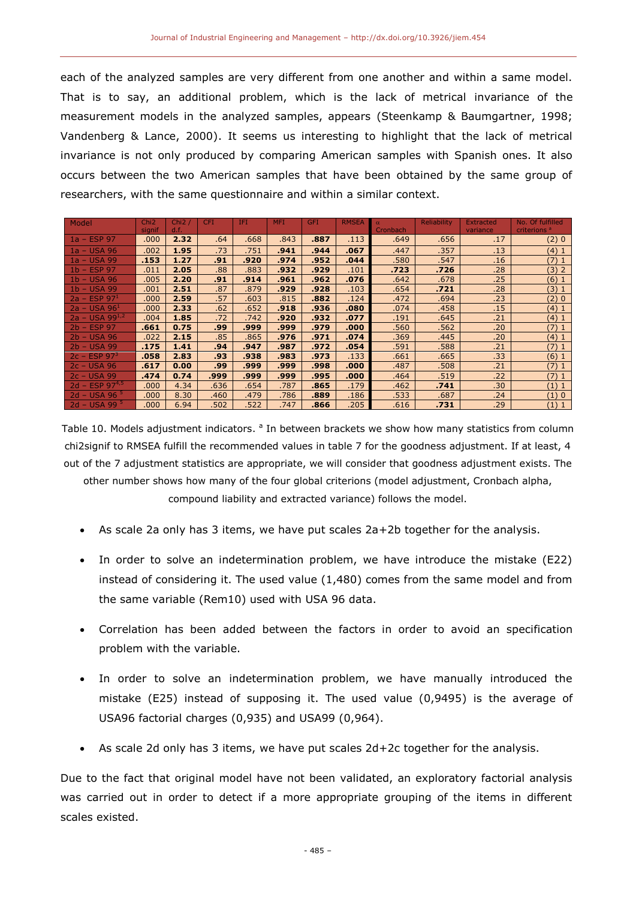each of the analyzed samples are very different from one another and within a same model. That is to say, an additional problem, which is the lack of metrical invariance of the measurement models in the analyzed samples, appears (Steenkamp & Baumgartner, 1998; Vandenberg & Lance, 2000). It seems us interesting to highlight that the lack of metrical invariance is not only produced by comparing American samples with Spanish ones. It also occurs between the two American samples that have been obtained by the same group of researchers, with the same questionnaire and within a similar context.

| Model | Chi2 signif | Chi2 / d.f. | CFI | IFI | MFI | GFI | RMSEA | α Cronbach | Reliability | Extracted variance | No. Of fulfilled criterions [a] |
|---|---|---|---|---|---|---|---|---|---|---|---|
| 1a – ESP 97 | .000 | **2.32** | .64 | .668 | .843 | **.887** | .113 | .649 | .656 | .17 | (2) 0 |
| 1a – USA 96 | .002 | **1.95** | .73 | .751 | **.941** | **.944** | **.067** | .447 | .357 | .13 | (4) 1 |
| 1a – USA 99 | **.153** | **1.27** | **.91** | **.920** | **.974** | **.952** | **.044** | .580 | .547 | .16 | (7) 1 |
| 1b – ESP 97 | .011 | **2.05** | .88 | .883 | **.932** | **.929** | .101 | **.723** | **.726** | .28 | (3) 2 |
| 1b – USA 96 | .005 | **2.20** | **.91** | **.914** | **.961** | **.962** | **.076** | .642 | .678 | .25 | (6) 1 |
| 1b – USA 99 | .001 | **2.51** | .87 | .879 | **.929** | **.928** | .103 | .654 | **.721** | .28 | (3) 1 |
| 2a – ESP 97[1] | .000 | **2.59** | .57 | .603 | .815 | **.882** | .124 | .472 | .694 | .23 | (2) 0 |
| 2a – USA 96[1] | .000 | **2.33** | .62 | .652 | **.918** | **.936** | **.080** | .074 | .458 | .15 | (4) 1 |
| 2a – USA 99[1,2] | .004 | **1.85** | .72 | .742 | **.920** | **.932** | **.077** | .191 | .645 | .21 | (4) 1 |
| 2b – ESP 97 | **.661** | **0.75** | **.99** | **.999** | **.999** | **.979** | **.000** | .560 | .562 | .20 | (7) 1 |
| 2b – USA 96 | .022 | **2.15** | .85 | .865 | **.976** | **.971** | **.074** | .369 | .445 | .20 | (4) 1 |
| 2b – USA 99 | **.175** | **1.41** | **.94** | **.947** | **.987** | **.972** | **.054** | .591 | .588 | .21 | (7) 1 |
| 2c – ESP 97[3] | **.058** | **2.83** | **.93** | **.938** | **.983** | **.973** | .133 | .661 | .665 | .33 | (6) 1 |
| 2c – USA 96 | **.617** | **0.00** | **.99** | **.999** | **.999** | **.998** | **.000** | .487 | .508 | .21 | (7) 1 |
| 2c – USA 99 | **.474** | **0.74** | **.999** | **.999** | **.999** | **.995** | **.000** | .464 | .519 | .22 | (7) 1 |
| 2d – ESP 97[4,5] | .000 | 4.34 | .636 | .654 | .787 | **.865** | .179 | .462 | **.741** | .30 | (1) 1 |
| 2d – USA 96[5] | .000 | 8.30 | .460 | .479 | .786 | **.889** | .186 | .533 | .687 | .24 | (1) 0 |
| 2d – USA 99[5] | .000 | 6.94 | .502 | .522 | .747 | **.866** | .205 | .616 | **.731** | .29 | (1) 1 |

Table 10. Models adjustment indicators. [a] In between brackets we show how many statistics from column chi2signif to RMSEA fulfill the recommended values in table 7 for the goodness adjustment. If at least, 4 out of the 7 adjustment statistics are appropriate, we will consider that goodness adjustment exists. The other number shows how many of the four global criterions (model adjustment, Cronbach alpha, compound liability and extracted variance) follows the model.

- As scale 2a only has 3 items, we have put scales 2a+2b together for the analysis.
- In order to solve an indetermination problem, we have introduce the mistake (E22) instead of considering it. The used value (1,480) comes from the same model and from the same variable (Rem10) used with USA 96 data.
- Correlation has been added between the factors in order to avoid an specification problem with the variable.
- In order to solve an indetermination problem, we have manually introduced the mistake (E25) instead of supposing it. The used value (0,9495) is the average of USA96 factorial charges (0,935) and USA99 (0,964).
- As scale 2d only has 3 items, we have put scales 2d+2c together for the analysis.

Due to the fact that original model have not been validated, an exploratory factorial analysis was carried out in order to detect if a more appropriate grouping of the items in different scales existed.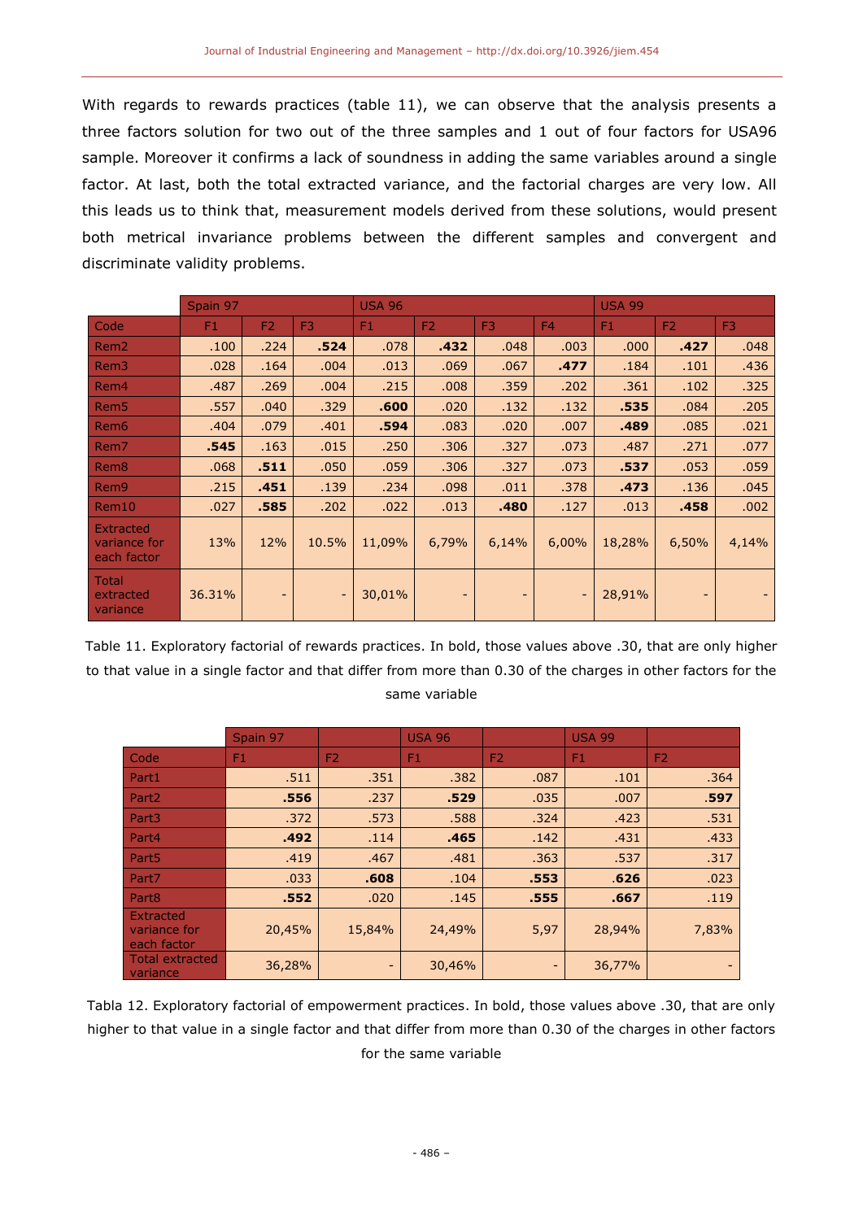With regards to rewards practices (table 11), we can observe that the analysis presents a three factors solution for two out of the three samples and 1 out of four factors for USA96 sample. Moreover it confirms a lack of soundness in adding the same variables around a single factor. At last, both the total extracted variance, and the factorial charges are very low. All this leads us to think that, measurement models derived from these solutions, would present both metrical invariance problems between the different samples and convergent and discriminate validity problems.

| | Spain 97 | | | USA 96 | | | | USA 99 | | |
|---|---|---|---|---|---|---|---|---|---|---|
| Code | F1 | F2 | F3 | F1 | F2 | F3 | F4 | F1 | F2 | F3 |
| Rem2 | .100 | .224 | **.524** | .078 | **.432** | .048 | .003 | .000 | **.427** | .048 |
| Rem3 | .028 | .164 | .004 | .013 | .069 | .067 | **.477** | .184 | .101 | .436 |
| Rem4 | .487 | .269 | .004 | .215 | .008 | .359 | .202 | .361 | .102 | .325 |
| Rem5 | .557 | .040 | .329 | **.600** | .020 | .132 | .132 | **.535** | .084 | .205 |
| Rem6 | .404 | .079 | .401 | **.594** | .083 | .020 | .007 | **.489** | .085 | .021 |
| Rem7 | **.545** | .163 | .015 | .250 | .306 | .327 | .073 | .487 | .271 | .077 |
| Rem8 | .068 | **.511** | .050 | .059 | .306 | .327 | .073 | **.537** | .053 | .059 |
| Rem9 | .215 | **.451** | .139 | .234 | .098 | .011 | .378 | **.473** | .136 | .045 |
| Rem10 | .027 | **.585** | .202 | .022 | .013 | **.480** | .127 | .013 | **.458** | .002 |
| Extracted variance for each factor | 13% | 12% | 10.5% | 11,09% | 6,79% | 6,14% | 6,00% | 18,28% | 6,50% | 4,14% |
| Total extracted variance | 36.31% | - | - | 30,01% | - | - | - | 28,91% | - | - |

Table 11. Exploratory factorial of rewards practices. In bold, those values above .30, that are only higher to that value in a single factor and that differ from more than 0.30 of the charges in other factors for the same variable

| | Spain 97 | | USA 96 | | USA 99 | |
|---|---|---|---|---|---|---|
| Code | F1 | F2 | F1 | F2 | F1 | F2 |
| Part1 | .511 | .351 | .382 | .087 | .101 | .364 |
| Part2 | **.556** | .237 | **.529** | .035 | .007 | **.597** |
| Part3 | .372 | .573 | .588 | .324 | .423 | .531 |
| Part4 | **.492** | .114 | **.465** | .142 | .431 | .433 |
| Part5 | .419 | .467 | .481 | .363 | .537 | .317 |
| Part7 | .033 | **.608** | .104 | **.553** | **.626** | .023 |
| Part8 | **.552** | .020 | .145 | **.555** | **.667** | .119 |
| Extracted variance for each factor | 20,45% | 15,84% | 24,49% | 5,97 | 28,94% | 7,83% |
| Total extracted variance | 36,28% | - | 30,46% | - | 36,77% | - |

Tabla 12. Exploratory factorial of empowerment practices. In bold, those values above .30, that are only higher to that value in a single factor and that differ from more than 0.30 of the charges in other factors for the same variable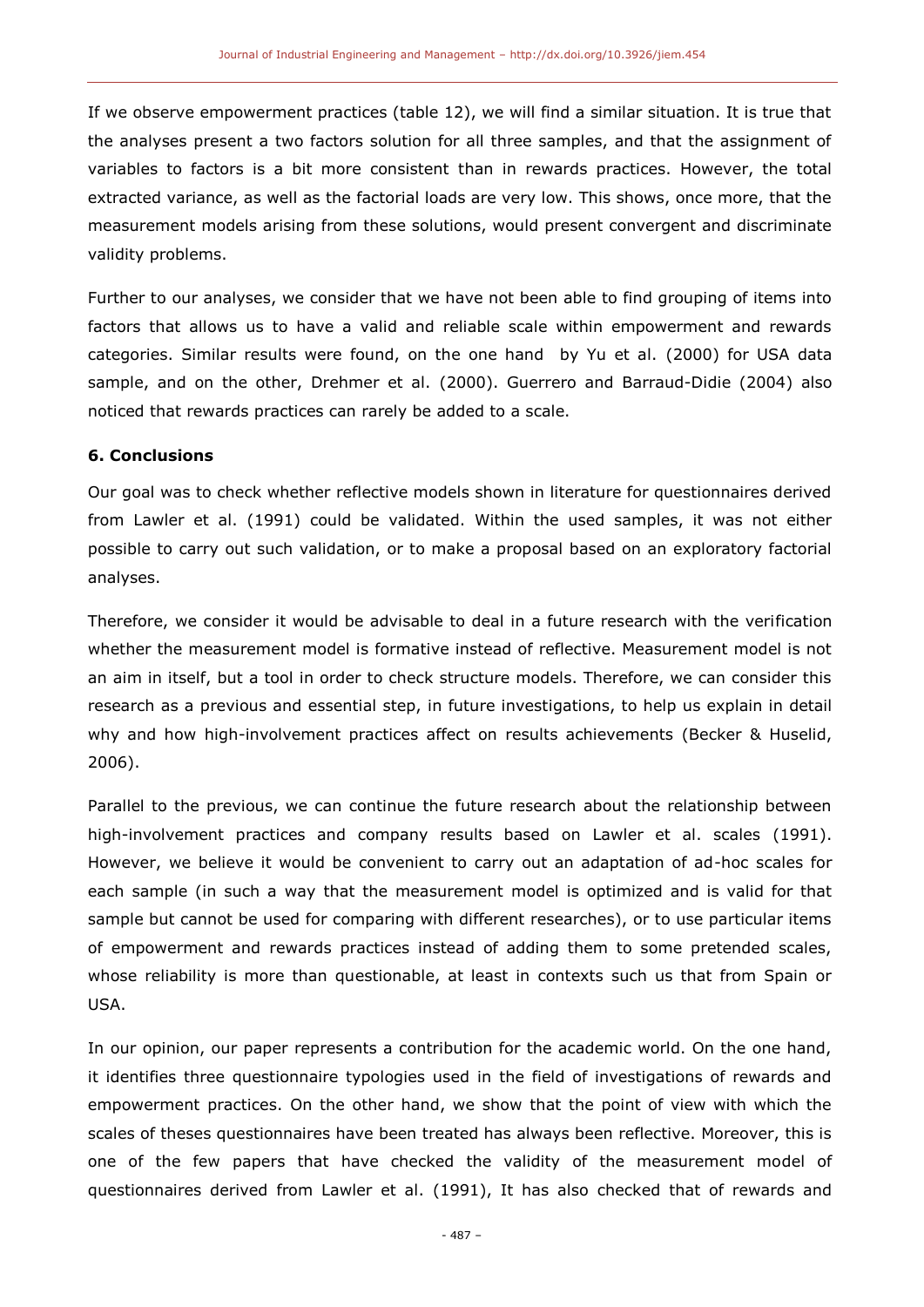If we observe empowerment practices (table 12), we will find a similar situation. It is true that the analyses present a two factors solution for all three samples, and that the assignment of variables to factors is a bit more consistent than in rewards practices. However, the total extracted variance, as well as the factorial loads are very low. This shows, once more, that the measurement models arising from these solutions, would present convergent and discriminate validity problems.

Further to our analyses, we consider that we have not been able to find grouping of items into factors that allows us to have a valid and reliable scale within empowerment and rewards categories. Similar results were found, on the one hand  by Yu et al. (2000) for USA data sample, and on the other, Drehmer et al. (2000). Guerrero and Barraud-Didie (2004) also noticed that rewards practices can rarely be added to a scale.

### 6. Conclusions

Our goal was to check whether reflective models shown in literature for questionnaires derived from Lawler et al. (1991) could be validated. Within the used samples, it was not either possible to carry out such validation, or to make a proposal based on an exploratory factorial analyses.

Therefore, we consider it would be advisable to deal in a future research with the verification whether the measurement model is formative instead of reflective. Measurement model is not an aim in itself, but a tool in order to check structure models. Therefore, we can consider this research as a previous and essential step, in future investigations, to help us explain in detail why and how high-involvement practices affect on results achievements (Becker & Huselid, 2006).

Parallel to the previous, we can continue the future research about the relationship between high-involvement practices and company results based on Lawler et al. scales (1991). However, we believe it would be convenient to carry out an adaptation of ad-hoc scales for each sample (in such a way that the measurement model is optimized and is valid for that sample but cannot be used for comparing with different researches), or to use particular items of empowerment and rewards practices instead of adding them to some pretended scales, whose reliability is more than questionable, at least in contexts such us that from Spain or USA.

In our opinion, our paper represents a contribution for the academic world. On the one hand, it identifies three questionnaire typologies used in the field of investigations of rewards and empowerment practices. On the other hand, we show that the point of view with which the scales of theses questionnaires have been treated has always been reflective. Moreover, this is one of the few papers that have checked the validity of the measurement model of questionnaires derived from Lawler et al. (1991), It has also checked that of rewards and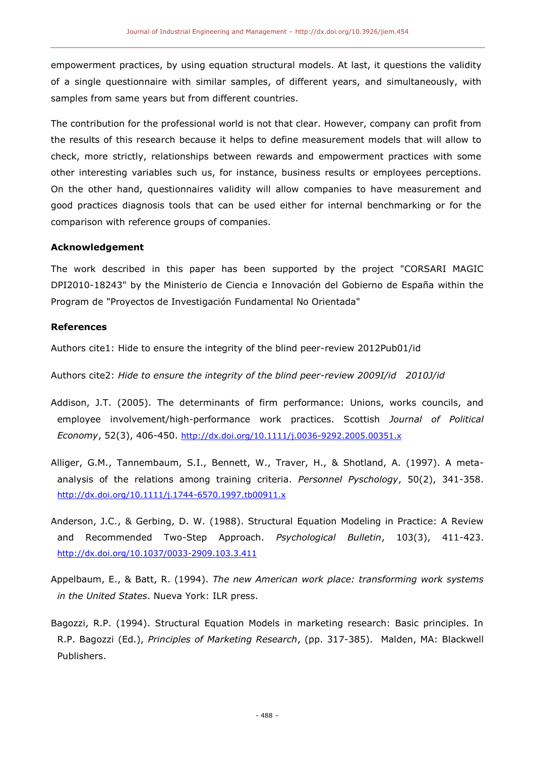empowerment practices, by using equation structural models. At last, it questions the validity of a single questionnaire with similar samples, of different years, and simultaneously, with samples from same years but from different countries.

The contribution for the professional world is not that clear. However, company can profit from the results of this research because it helps to define measurement models that will allow to check, more strictly, relationships between rewards and empowerment practices with some other interesting variables such us, for instance, business results or employees perceptions. On the other hand, questionnaires validity will allow companies to have measurement and good practices diagnosis tools that can be used either for internal benchmarking or for the comparison with reference groups of companies.

**Acknowledgement**

The work described in this paper has been supported by the project "CORSARI MAGIC DPI2010-18243" by the Ministerio de Ciencia e Innovación del Gobierno de España within the Program de "Proyectos de Investigación Fundamental No Orientada"

**References**

Authors cite1: Hide to ensure the integrity of the blind peer-review 2012Pub01/id

Authors cite2: *Hide to ensure the integrity of the blind peer-review 2009I/id 2010J/id*

Addison, J.T. (2005). The determinants of firm performance: Unions, works councils, and employee involvement/high-performance work practices. Scottish *Journal of Political Economy*, 52(3), 406-450. http://dx.doi.org/10.1111/j.0036-9292.2005.00351.x

Alliger, G.M., Tannembaum, S.I., Bennett, W., Traver, H., & Shotland, A. (1997). A meta-analysis of the relations among training criteria. *Personnel Pyschology*, 50(2), 341-358. http://dx.doi.org/10.1111/j.1744-6570.1997.tb00911.x

Anderson, J.C., & Gerbing, D. W. (1988). Structural Equation Modeling in Practice: A Review and Recommended Two-Step Approach. *Psychological Bulletin*, 103(3), 411-423. http://dx.doi.org/10.1037/0033-2909.103.3.411

Appelbaum, E., & Batt, R. (1994). *The new American work place: transforming work systems in the United States*. Nueva York: ILR press.

Bagozzi, R.P. (1994). Structural Equation Models in marketing research: Basic principles. In R.P. Bagozzi (Ed.), *Principles of Marketing Research*, (pp. 317-385). Malden, MA: Blackwell Publishers.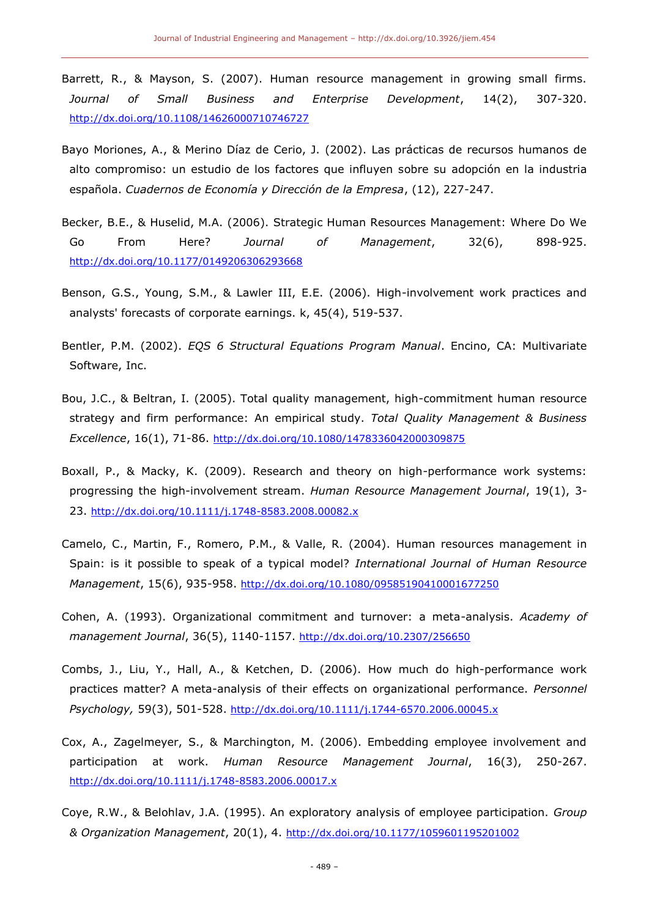Barrett, R., & Mayson, S. (2007). Human resource management in growing small firms. *Journal of Small Business and Enterprise Development*, 14(2), 307-320. http://dx.doi.org/10.1108/14626000710746727

Bayo Moriones, A., & Merino Díaz de Cerio, J. (2002). Las prácticas de recursos humanos de alto compromiso: un estudio de los factores que influyen sobre su adopción en la industria española. *Cuadernos de Economía y Dirección de la Empresa*, (12), 227-247.

Becker, B.E., & Huselid, M.A. (2006). Strategic Human Resources Management: Where Do We Go From Here? *Journal of Management*, 32(6), 898-925. http://dx.doi.org/10.1177/0149206306293668

Benson, G.S., Young, S.M., & Lawler III, E.E. (2006). High-involvement work practices and analysts' forecasts of corporate earnings. k, 45(4), 519-537.

Bentler, P.M. (2002). *EQS 6 Structural Equations Program Manual*. Encino, CA: Multivariate Software, Inc.

Bou, J.C., & Beltran, I. (2005). Total quality management, high-commitment human resource strategy and firm performance: An empirical study. *Total Quality Management & Business Excellence*, 16(1), 71-86. http://dx.doi.org/10.1080/1478336042000309875

Boxall, P., & Macky, K. (2009). Research and theory on high-performance work systems: progressing the high-involvement stream. *Human Resource Management Journal*, 19(1), 3-23. http://dx.doi.org/10.1111/j.1748-8583.2008.00082.x

Camelo, C., Martin, F., Romero, P.M., & Valle, R. (2004). Human resources management in Spain: is it possible to speak of a typical model? *International Journal of Human Resource Management*, 15(6), 935-958. http://dx.doi.org/10.1080/09585190410001677250

Cohen, A. (1993). Organizational commitment and turnover: a meta-analysis. *Academy of management Journal*, 36(5), 1140-1157. http://dx.doi.org/10.2307/256650

Combs, J., Liu, Y., Hall, A., & Ketchen, D. (2006). How much do high-performance work practices matter? A meta-analysis of their effects on organizational performance. *Personnel Psychology,* 59(3), 501-528. http://dx.doi.org/10.1111/j.1744-6570.2006.00045.x

Cox, A., Zagelmeyer, S., & Marchington, M. (2006). Embedding employee involvement and participation at work. *Human Resource Management Journal*, 16(3), 250-267. http://dx.doi.org/10.1111/j.1748-8583.2006.00017.x

Coye, R.W., & Belohlav, J.A. (1995). An exploratory analysis of employee participation. *Group & Organization Management*, 20(1), 4. http://dx.doi.org/10.1177/1059601195201002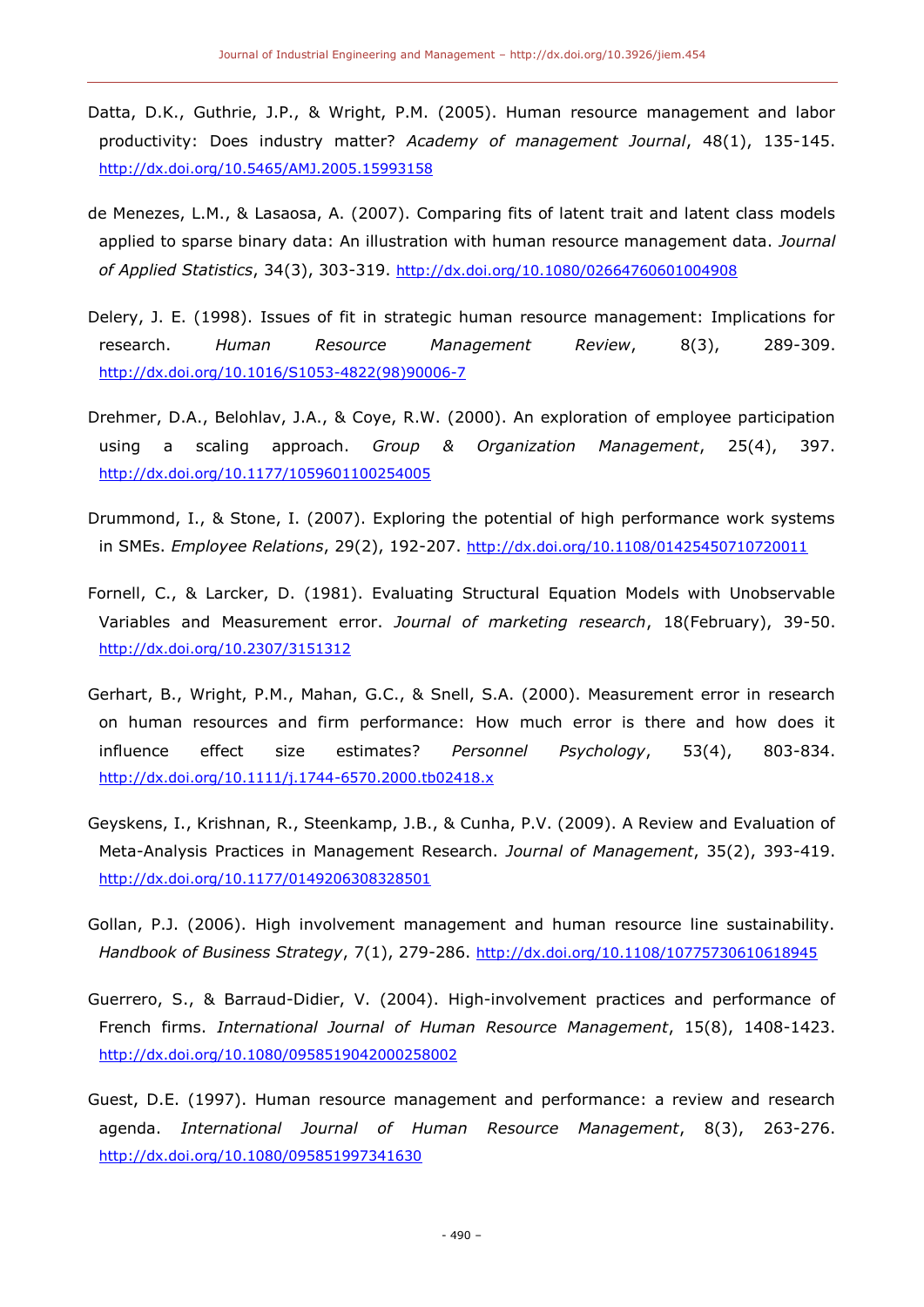Datta, D.K., Guthrie, J.P., & Wright, P.M. (2005). Human resource management and labor productivity: Does industry matter? *Academy of management Journal*, 48(1), 135-145. http://dx.doi.org/10.5465/AMJ.2005.15993158

de Menezes, L.M., & Lasaosa, A. (2007). Comparing fits of latent trait and latent class models applied to sparse binary data: An illustration with human resource management data. *Journal of Applied Statistics*, 34(3), 303-319. http://dx.doi.org/10.1080/02664760601004908

Delery, J. E. (1998). Issues of fit in strategic human resource management: Implications for research. *Human Resource Management Review*, 8(3), 289-309. http://dx.doi.org/10.1016/S1053-4822(98)90006-7

Drehmer, D.A., Belohlav, J.A., & Coye, R.W. (2000). An exploration of employee participation using a scaling approach. *Group & Organization Management*, 25(4), 397. http://dx.doi.org/10.1177/1059601100254005

Drummond, I., & Stone, I. (2007). Exploring the potential of high performance work systems in SMEs. *Employee Relations*, 29(2), 192-207. http://dx.doi.org/10.1108/01425450710720011

Fornell, C., & Larcker, D. (1981). Evaluating Structural Equation Models with Unobservable Variables and Measurement error. *Journal of marketing research*, 18(February), 39-50. http://dx.doi.org/10.2307/3151312

Gerhart, B., Wright, P.M., Mahan, G.C., & Snell, S.A. (2000). Measurement error in research on human resources and firm performance: How much error is there and how does it influence effect size estimates? *Personnel Psychology*, 53(4), 803-834. http://dx.doi.org/10.1111/j.1744-6570.2000.tb02418.x

Geyskens, I., Krishnan, R., Steenkamp, J.B., & Cunha, P.V. (2009). A Review and Evaluation of Meta-Analysis Practices in Management Research. *Journal of Management*, 35(2), 393-419. http://dx.doi.org/10.1177/0149206308328501

Gollan, P.J. (2006). High involvement management and human resource line sustainability. *Handbook of Business Strategy*, 7(1), 279-286. http://dx.doi.org/10.1108/10775730610618945

Guerrero, S., & Barraud-Didier, V. (2004). High-involvement practices and performance of French firms. *International Journal of Human Resource Management*, 15(8), 1408-1423. http://dx.doi.org/10.1080/0958519042000258002

Guest, D.E. (1997). Human resource management and performance: a review and research agenda. *International Journal of Human Resource Management*, 8(3), 263-276. http://dx.doi.org/10.1080/095851997341630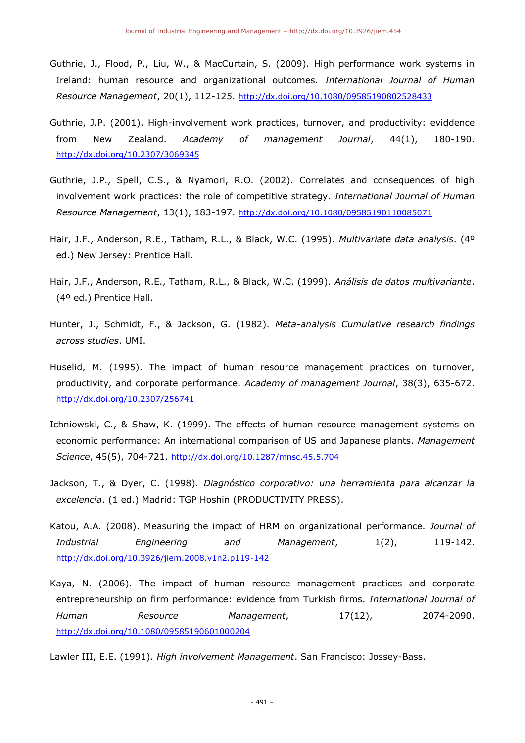Guthrie, J., Flood, P., Liu, W., & MacCurtain, S. (2009). High performance work systems in Ireland: human resource and organizational outcomes. *International Journal of Human Resource Management*, 20(1), 112-125. http://dx.doi.org/10.1080/09585190802528433

Guthrie, J.P. (2001). High-involvement work practices, turnover, and productivity: eviddence from New Zealand. *Academy of management Journal*, 44(1), 180-190. http://dx.doi.org/10.2307/3069345

Guthrie, J.P., Spell, C.S., & Nyamori, R.O. (2002). Correlates and consequences of high involvement work practices: the role of competitive strategy. *International Journal of Human Resource Management*, 13(1), 183-197. http://dx.doi.org/10.1080/09585190110085071

Hair, J.F., Anderson, R.E., Tatham, R.L., & Black, W.C. (1995). *Multivariate data analysis*. (4º ed.) New Jersey: Prentice Hall.

Hair, J.F., Anderson, R.E., Tatham, R.L., & Black, W.C. (1999). *Análisis de datos multivariante*. (4º ed.) Prentice Hall.

Hunter, J., Schmidt, F., & Jackson, G. (1982). *Meta-analysis Cumulative research findings across studies*. UMI.

Huselid, M. (1995). The impact of human resource management practices on turnover, productivity, and corporate performance. *Academy of management Journal*, 38(3), 635-672. http://dx.doi.org/10.2307/256741

Ichniowski, C., & Shaw, K. (1999). The effects of human resource management systems on economic performance: An international comparison of US and Japanese plants. *Management Science*, 45(5), 704-721. http://dx.doi.org/10.1287/mnsc.45.5.704

Jackson, T., & Dyer, C. (1998). *Diagnóstico corporativo: una herramienta para alcanzar la excelencia*. (1 ed.) Madrid: TGP Hoshin (PRODUCTIVITY PRESS).

Katou, A.A. (2008). Measuring the impact of HRM on organizational performance. *Journal of Industrial Engineering and Management*, 1(2), 119-142. http://dx.doi.org/10.3926/jiem.2008.v1n2.p119-142

Kaya, N. (2006). The impact of human resource management practices and corporate entrepreneurship on firm performance: evidence from Turkish firms. *International Journal of Human Resource Management*, 17(12), 2074-2090. http://dx.doi.org/10.1080/09585190601000204

Lawler III, E.E. (1991). *High involvement Management*. San Francisco: Jossey-Bass.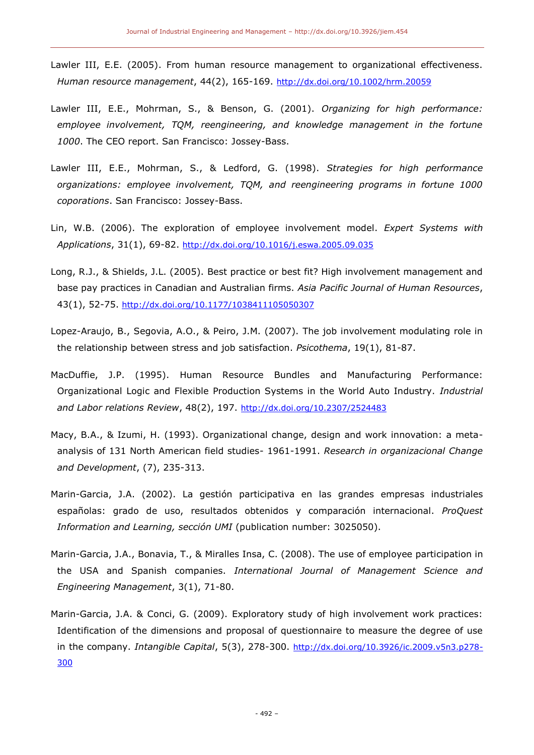Lawler III, E.E. (2005). From human resource management to organizational effectiveness. *Human resource management*, 44(2), 165-169. http://dx.doi.org/10.1002/hrm.20059

Lawler III, E.E., Mohrman, S., & Benson, G. (2001). *Organizing for high performance: employee involvement, TQM, reengineering, and knowledge management in the fortune 1000*. The CEO report. San Francisco: Jossey-Bass.

Lawler III, E.E., Mohrman, S., & Ledford, G. (1998). *Strategies for high performance organizations: employee involvement, TQM, and reengineering programs in fortune 1000 coporations*. San Francisco: Jossey-Bass.

Lin, W.B. (2006). The exploration of employee involvement model. *Expert Systems with Applications*, 31(1), 69-82. http://dx.doi.org/10.1016/j.eswa.2005.09.035

Long, R.J., & Shields, J.L. (2005). Best practice or best fit? High involvement management and base pay practices in Canadian and Australian firms. *Asia Pacific Journal of Human Resources*, 43(1), 52-75. http://dx.doi.org/10.1177/1038411105050307

Lopez-Araujo, B., Segovia, A.O., & Peiro, J.M. (2007). The job involvement modulating role in the relationship between stress and job satisfaction. *Psicothema*, 19(1), 81-87.

MacDuffie, J.P. (1995). Human Resource Bundles and Manufacturing Performance: Organizational Logic and Flexible Production Systems in the World Auto Industry. *Industrial and Labor relations Review*, 48(2), 197. http://dx.doi.org/10.2307/2524483

Macy, B.A., & Izumi, H. (1993). Organizational change, design and work innovation: a meta-analysis of 131 North American field studies- 1961-1991. *Research in organizacional Change and Development*, (7), 235-313.

Marin-Garcia, J.A. (2002). La gestión participativa en las grandes empresas industriales españolas: grado de uso, resultados obtenidos y comparación internacional. *ProQuest Information and Learning, sección UMI* (publication number: 3025050).

Marin-Garcia, J.A., Bonavia, T., & Miralles Insa, C. (2008). The use of employee participation in the USA and Spanish companies. *International Journal of Management Science and Engineering Management*, 3(1), 71-80.

Marin-Garcia, J.A. & Conci, G. (2009). Exploratory study of high involvement work practices: Identification of the dimensions and proposal of questionnaire to measure the degree of use in the company. *Intangible Capital*, 5(3), 278-300. http://dx.doi.org/10.3926/ic.2009.v5n3.p278-300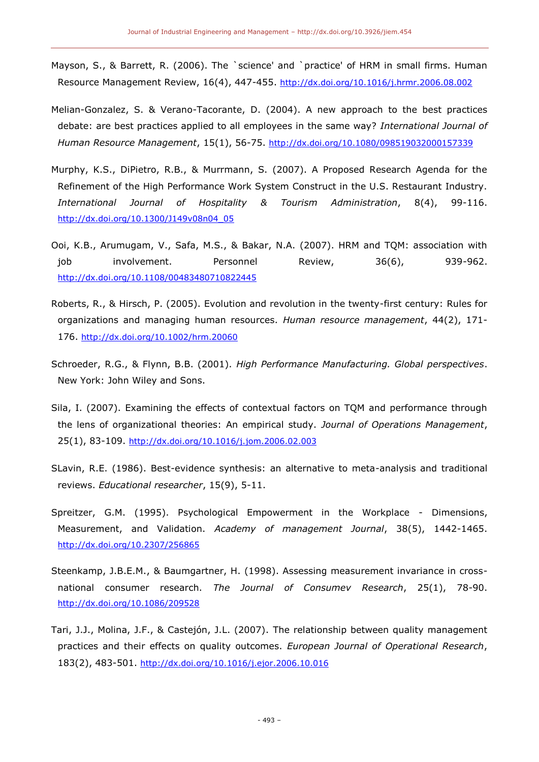Mayson, S., & Barrett, R. (2006). The `science' and `practice' of HRM in small firms. Human Resource Management Review, 16(4), 447-455. http://dx.doi.org/10.1016/j.hrmr.2006.08.002

Melian-Gonzalez, S. & Verano-Tacorante, D. (2004). A new approach to the best practices debate: are best practices applied to all employees in the same way? *International Journal of Human Resource Management*, 15(1), 56-75. http://dx.doi.org/10.1080/0985190320001573339

Murphy, K.S., DiPietro, R.B., & Murrmann, S. (2007). A Proposed Research Agenda for the Refinement of the High Performance Work System Construct in the U.S. Restaurant Industry. *International Journal of Hospitality & Tourism Administration*, 8(4), 99-116. http://dx.doi.org/10.1300/J149v08n04_05

Ooi, K.B., Arumugam, V., Safa, M.S., & Bakar, N.A. (2007). HRM and TQM: association with job involvement. Personnel Review, 36(6), 939-962. http://dx.doi.org/10.1108/00483480710822445

Roberts, R., & Hirsch, P. (2005). Evolution and revolution in the twenty-first century: Rules for organizations and managing human resources. *Human resource management*, 44(2), 171-176. http://dx.doi.org/10.1002/hrm.20060

Schroeder, R.G., & Flynn, B.B. (2001). *High Performance Manufacturing. Global perspectives*. New York: John Wiley and Sons.

Sila, I. (2007). Examining the effects of contextual factors on TQM and performance through the lens of organizational theories: An empirical study. *Journal of Operations Management*, 25(1), 83-109. http://dx.doi.org/10.1016/j.jom.2006.02.003

SLavin, R.E. (1986). Best-evidence synthesis: an alternative to meta-analysis and traditional reviews. *Educational researcher*, 15(9), 5-11.

Spreitzer, G.M. (1995). Psychological Empowerment in the Workplace - Dimensions, Measurement, and Validation. *Academy of management Journal*, 38(5), 1442-1465. http://dx.doi.org/10.2307/256865

Steenkamp, J.B.E.M., & Baumgartner, H. (1998). Assessing measurement invariance in cross-national consumer research. *The Journal of Consumev Research*, 25(1), 78-90. http://dx.doi.org/10.1086/209528

Tari, J.J., Molina, J.F., & Castejón, J.L. (2007). The relationship between quality management practices and their effects on quality outcomes. *European Journal of Operational Research*, 183(2), 483-501. http://dx.doi.org/10.1016/j.ejor.2006.10.016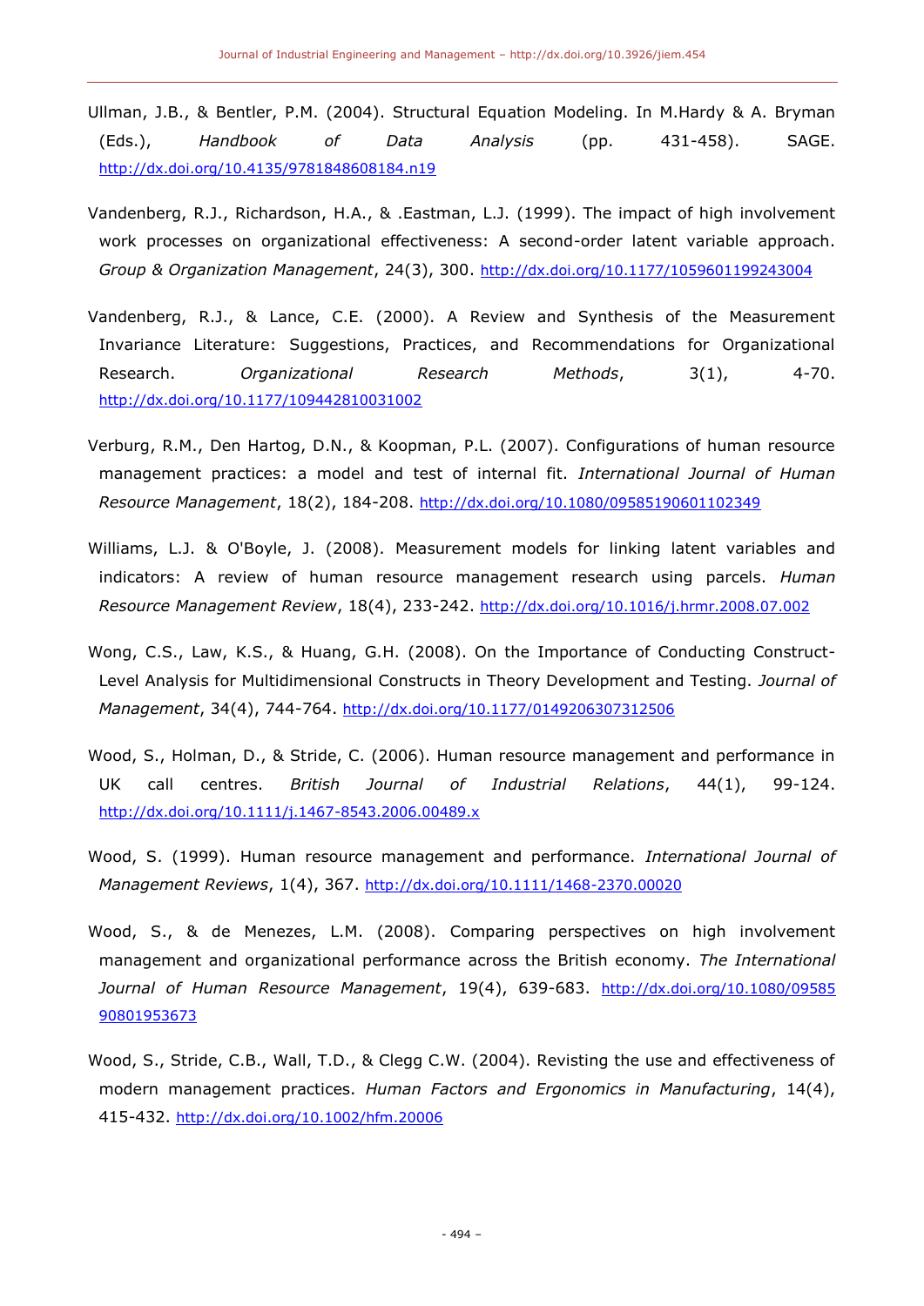Ullman, J.B., & Bentler, P.M. (2004). Structural Equation Modeling. In M.Hardy & A. Bryman (Eds.), *Handbook of Data Analysis* (pp. 431-458). SAGE. http://dx.doi.org/10.4135/9781848608184.n19

Vandenberg, R.J., Richardson, H.A., & .Eastman, L.J. (1999). The impact of high involvement work processes on organizational effectiveness: A second-order latent variable approach. *Group & Organization Management*, 24(3), 300. http://dx.doi.org/10.1177/1059601199243004

Vandenberg, R.J., & Lance, C.E. (2000). A Review and Synthesis of the Measurement Invariance Literature: Suggestions, Practices, and Recommendations for Organizational Research. *Organizational Research Methods*, 3(1), 4-70. http://dx.doi.org/10.1177/109442810031002

Verburg, R.M., Den Hartog, D.N., & Koopman, P.L. (2007). Configurations of human resource management practices: a model and test of internal fit. *International Journal of Human Resource Management*, 18(2), 184-208. http://dx.doi.org/10.1080/09585190601102349

Williams, L.J. & O'Boyle, J. (2008). Measurement models for linking latent variables and indicators: A review of human resource management research using parcels. *Human Resource Management Review*, 18(4), 233-242. http://dx.doi.org/10.1016/j.hrmr.2008.07.002

Wong, C.S., Law, K.S., & Huang, G.H. (2008). On the Importance of Conducting Construct-Level Analysis for Multidimensional Constructs in Theory Development and Testing. *Journal of Management*, 34(4), 744-764. http://dx.doi.org/10.1177/0149206307312506

Wood, S., Holman, D., & Stride, C. (2006). Human resource management and performance in UK call centres. *British Journal of Industrial Relations*, 44(1), 99-124. http://dx.doi.org/10.1111/j.1467-8543.2006.00489.x

Wood, S. (1999). Human resource management and performance. *International Journal of Management Reviews*, 1(4), 367. http://dx.doi.org/10.1111/1468-2370.00020

Wood, S., & de Menezes, L.M. (2008). Comparing perspectives on high involvement management and organizational performance across the British economy. *The International Journal of Human Resource Management*, 19(4), 639-683. http://dx.doi.org/10.1080/09585190801953673

Wood, S., Stride, C.B., Wall, T.D., & Clegg C.W. (2004). Revisting the use and effectiveness of modern management practices. *Human Factors and Ergonomics in Manufacturing*, 14(4), 415-432. http://dx.doi.org/10.1002/hfm.20006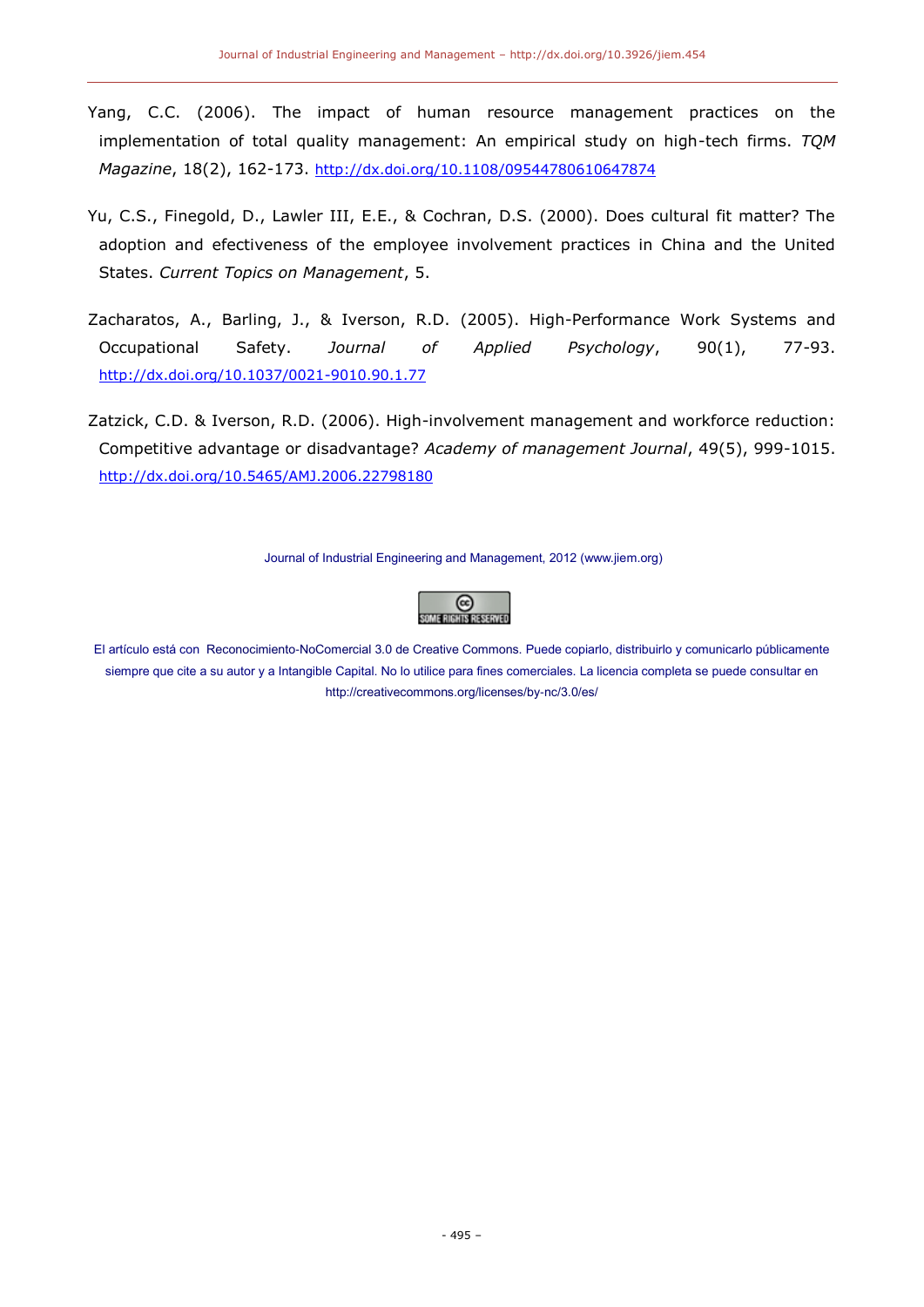Yang, C.C. (2006). The impact of human resource management practices on the implementation of total quality management: An empirical study on high-tech firms. *TQM Magazine*, 18(2), 162-173. http://dx.doi.org/10.1108/09544780610647874

Yu, C.S., Finegold, D., Lawler III, E.E., & Cochran, D.S. (2000). Does cultural fit matter? The adoption and efectiveness of the employee involvement practices in China and the United States. *Current Topics on Management*, 5.

Zacharatos, A., Barling, J., & Iverson, R.D. (2005). High-Performance Work Systems and Occupational Safety. *Journal of Applied Psychology*, 90(1), 77-93. http://dx.doi.org/10.1037/0021-9010.90.1.77

Zatzick, C.D. & Iverson, R.D. (2006). High-involvement management and workforce reduction: Competitive advantage or disadvantage? *Academy of management Journal*, 49(5), 999-1015. http://dx.doi.org/10.5465/AMJ.2006.22798180

Journal of Industrial Engineering and Management, 2012 (www.jiem.org)

El artículo está con Reconocimiento-NoComercial 3.0 de Creative Commons. Puede copiarlo, distribuirlo y comunicarlo públicamente siempre que cite a su autor y a Intangible Capital. No lo utilice para fines comerciales. La licencia completa se puede consultar en http://creativecommons.org/licenses/by-nc/3.0/es/